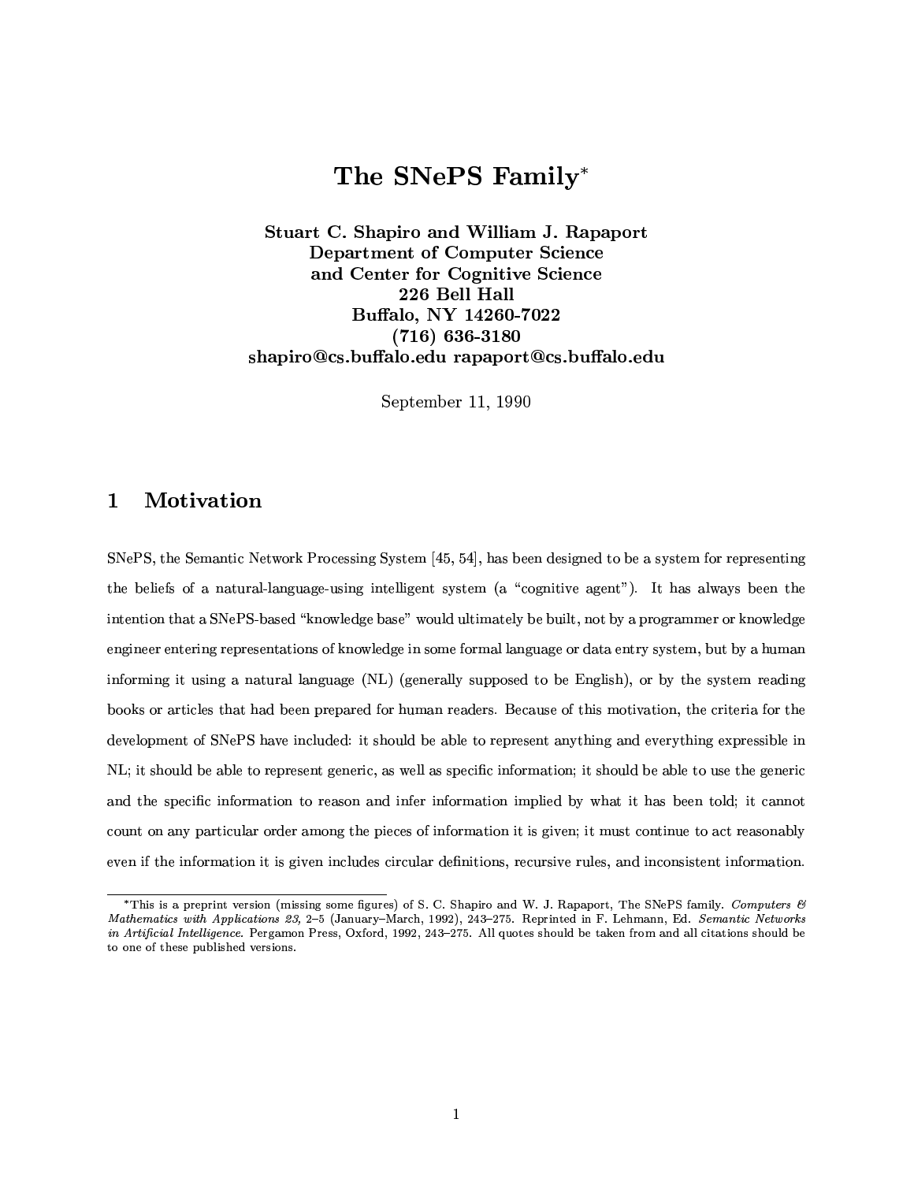# The SNePS Family*

**Stuart C. Shapiro and William J. Rapaport**
**Department of Computer Science**
**and Center for Cognitive Science**
**226 Bell Hall**
**Buffalo, NY 14260-7022**
**(716) 636-3180**
**shapiro@cs.buffalo.edu rapaport@cs.buffalo.edu**

September 11, 1990

## 1 Motivation

SNePS, the Semantic Network Processing System [45, 54], has been designed to be a system for representing the beliefs of a natural-language-using intelligent system (a "cognitive agent"). It has always been the intention that a SNePS-based "knowledge base" would ultimately be built, not by a programmer or knowledge engineer entering representations of knowledge in some formal language or data entry system, but by a human informing it using a natural language (NL) (generally supposed to be English), or by the system reading books or articles that had been prepared for human readers. Because of this motivation, the criteria for the development of SNePS have included: it should be able to represent anything and everything expressible in NL; it should be able to represent generic, as well as specific information; it should be able to use the generic and the specific information to reason and infer information implied by what it has been told; it cannot count on any particular order among the pieces of information it is given; it must continue to act reasonably even if the information it is given includes circular definitions, recursive rules, and inconsistent information.

---

*This is a preprint version (missing some figures) of S. C. Shapiro and W. J. Rapaport, The SNePS family. *Computers & Mathematics with Applications 23,* 2–5 (January–March, 1992), 243–275. Reprinted in F. Lehmann, Ed. *Semantic Networks in Artificial Intelligence.* Pergamon Press, Oxford, 1992, 243–275. All quotes should be taken from and all citations should be to one of these published versions.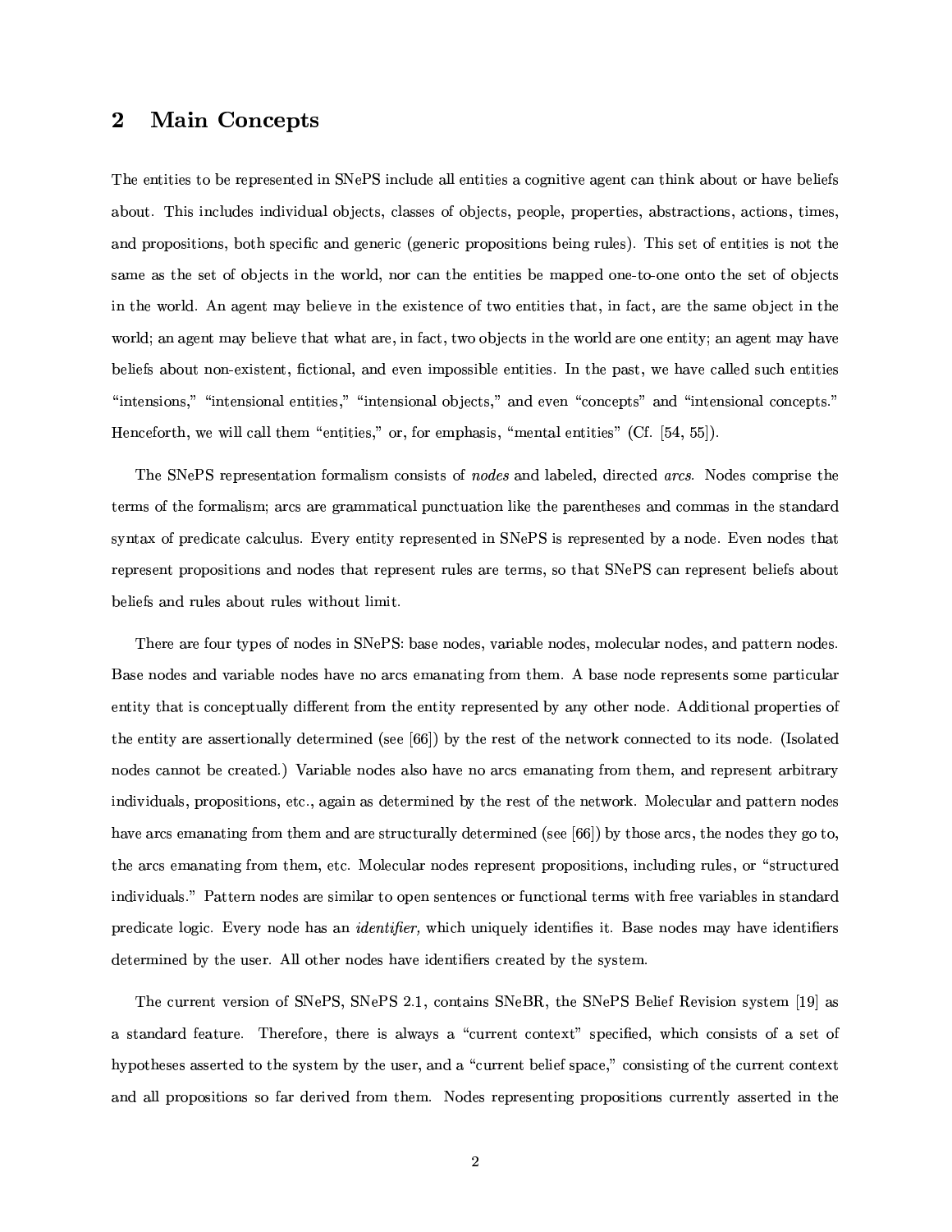## 2 Main Concepts

The entities to be represented in SNePS include all entities a cognitive agent can think about or have beliefs about. This includes individual objects, classes of objects, people, properties, abstractions, actions, times, and propositions, both specific and generic (generic propositions being rules). This set of entities is not the same as the set of objects in the world, nor can the entities be mapped one-to-one onto the set of objects in the world. An agent may believe in the existence of two entities that, in fact, are the same object in the world; an agent may believe that what are, in fact, two objects in the world are one entity; an agent may have beliefs about non-existent, fictional, and even impossible entities. In the past, we have called such entities "intensions," "intensional entities," "intensional objects," and even "concepts" and "intensional concepts." Henceforth, we will call them "entities," or, for emphasis, "mental entities" (Cf. [54, 55]).

The SNePS representation formalism consists of *nodes* and labeled, directed *arcs.* Nodes comprise the terms of the formalism; arcs are grammatical punctuation like the parentheses and commas in the standard syntax of predicate calculus. Every entity represented in SNePS is represented by a node. Even nodes that represent propositions and nodes that represent rules are terms, so that SNePS can represent beliefs about beliefs and rules about rules without limit.

There are four types of nodes in SNePS: base nodes, variable nodes, molecular nodes, and pattern nodes. Base nodes and variable nodes have no arcs emanating from them. A base node represents some particular entity that is conceptually different from the entity represented by any other node. Additional properties of the entity are assertionally determined (see [66]) by the rest of the network connected to its node. (Isolated nodes cannot be created.) Variable nodes also have no arcs emanating from them, and represent arbitrary individuals, propositions, etc., again as determined by the rest of the network. Molecular and pattern nodes have arcs emanating from them and are structurally determined (see [66]) by those arcs, the nodes they go to, the arcs emanating from them, etc. Molecular nodes represent propositions, including rules, or "structured individuals." Pattern nodes are similar to open sentences or functional terms with free variables in standard predicate logic. Every node has an *identifier,* which uniquely identifies it. Base nodes may have identifiers determined by the user. All other nodes have identifiers created by the system.

The current version of SNePS, SNePS 2.1, contains SNeBR, the SNePS Belief Revision system [19] as a standard feature. Therefore, there is always a "current context" specified, which consists of a set of hypotheses asserted to the system by the user, and a "current belief space," consisting of the current context and all propositions so far derived from them. Nodes representing propositions currently asserted in the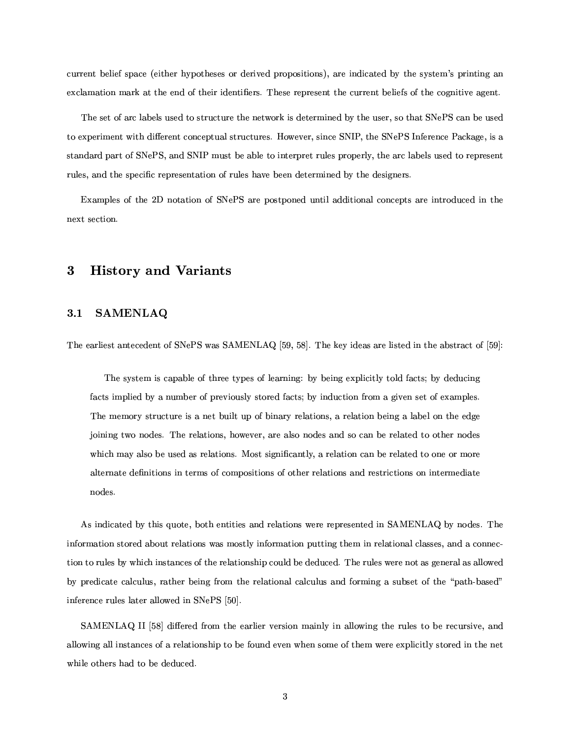current belief space (either hypotheses or derived propositions), are indicated by the system's printing an exclamation mark at the end of their identifiers. These represent the current beliefs of the cognitive agent.

The set of arc labels used to structure the network is determined by the user, so that SNePS can be used to experiment with different conceptual structures. However, since SNIP, the SNePS Inference Package, is a standard part of SNePS, and SNIP must be able to interpret rules properly, the arc labels used to represent rules, and the specific representation of rules have been determined by the designers.

Examples of the 2D notation of SNePS are postponed until additional concepts are introduced in the next section.

# 3 History and Variants

## 3.1 SAMENLAQ

The earliest antecedent of SNePS was SAMENLAQ [59, 58]. The key ideas are listed in the abstract of [59]:

> The system is capable of three types of learning: by being explicitly told facts; by deducing facts implied by a number of previously stored facts; by induction from a given set of examples. The memory structure is a net built up of binary relations, a relation being a label on the edge joining two nodes. The relations, however, are also nodes and so can be related to other nodes which may also be used as relations. Most significantly, a relation can be related to one or more alternate definitions in terms of compositions of other relations and restrictions on intermediate nodes.

As indicated by this quote, both entities and relations were represented in SAMENLAQ by nodes. The information stored about relations was mostly information putting them in relational classes, and a connection to rules by which instances of the relationship could be deduced. The rules were not as general as allowed by predicate calculus, rather being from the relational calculus and forming a subset of the "path-based" inference rules later allowed in SNePS [50].

SAMENLAQ II [58] differed from the earlier version mainly in allowing the rules to be recursive, and allowing all instances of a relationship to be found even when some of them were explicitly stored in the net while others had to be deduced.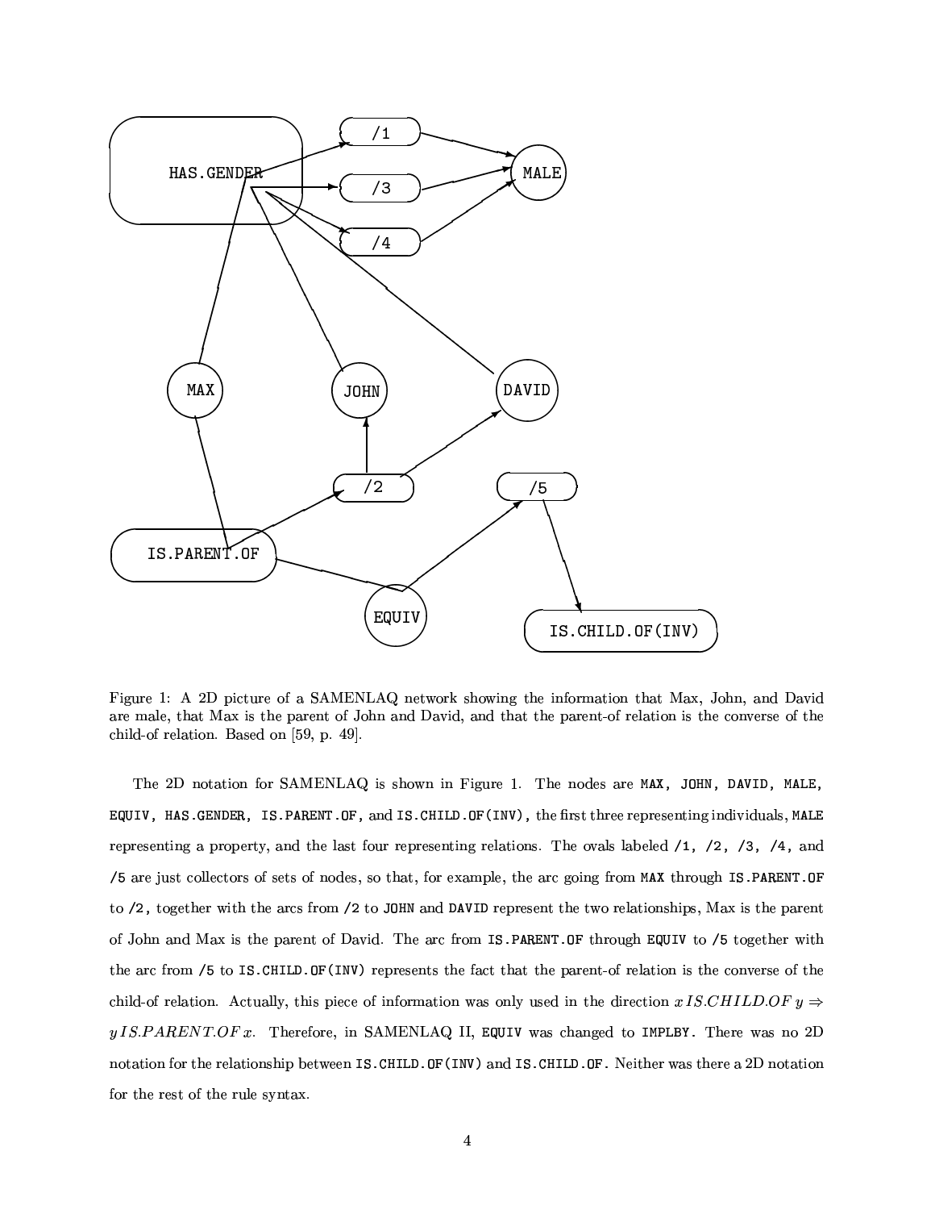Figure 1: A 2D picture of a SAMENLAQ network showing the information that Max, John, and David are male, that Max is the parent of John and David, and that the parent-of relation is the converse of the child-of relation. Based on [59, p. 49].

The 2D notation for SAMENLAQ is shown in Figure 1. The nodes are `MAX`, `JOHN`, `DAVID`, `MALE`, `EQUIV`, `HAS.GENDER`, `IS.PARENT.OF`, and `IS.CHILD.OF(INV)`, the first three representing individuals, `MALE` representing a property, and the last four representing relations. The ovals labeled `/1`, `/2`, `/3`, `/4`, and `/5` are just collectors of sets of nodes, so that, for example, the arc going from `MAX` through `IS.PARENT.OF` to `/2`, together with the arcs from `/2` to `JOHN` and `DAVID` represent the two relationships, Max is the parent of John and Max is the parent of David. The arc from `IS.PARENT.OF` through `EQUIV` to `/5` together with the arc from `/5` to `IS.CHILD.OF(INV)` represents the fact that the parent-of relation is the converse of the child-of relation. Actually, this piece of information was only used in the direction $x\,IS.CHILD.OF\,y \Rightarrow y\,IS.PARENT.OF\,x$. Therefore, in SAMENLAQ II, `EQUIV` was changed to `IMPLBY`. There was no 2D notation for the relationship between `IS.CHILD.OF(INV)` and `IS.CHILD.OF`. Neither was there a 2D notation for the rest of the rule syntax.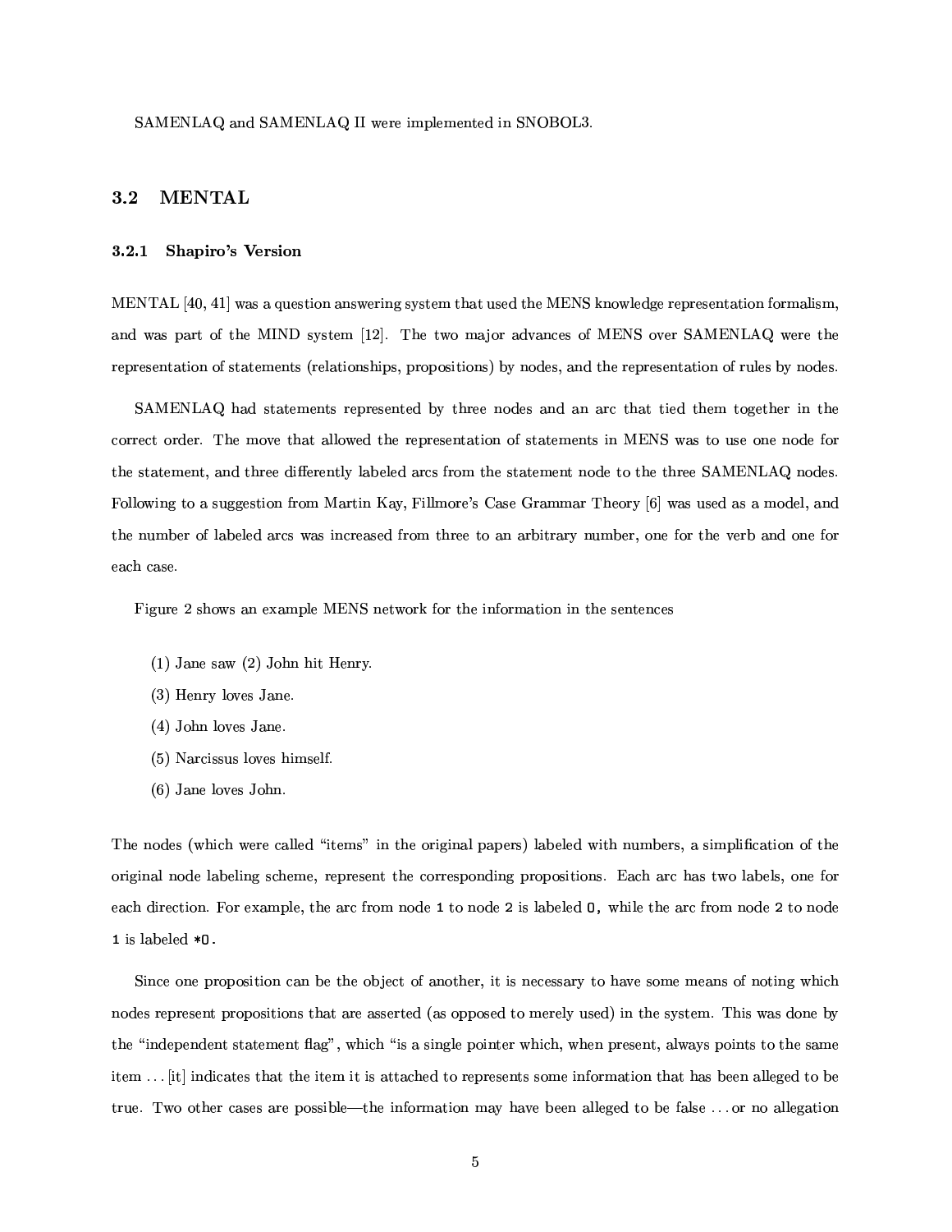SAMENLAQ and SAMENLAQ II were implemented in SNOBOL3.

## 3.2 MENTAL

### 3.2.1 Shapiro's Version

MENTAL [40, 41] was a question answering system that used the MENS knowledge representation formalism, and was part of the MIND system [12]. The two major advances of MENS over SAMENLAQ were the representation of statements (relationships, propositions) by nodes, and the representation of rules by nodes.

SAMENLAQ had statements represented by three nodes and an arc that tied them together in the correct order. The move that allowed the representation of statements in MENS was to use one node for the statement, and three differently labeled arcs from the statement node to the three SAMENLAQ nodes. Following to a suggestion from Martin Kay, Fillmore's Case Grammar Theory [6] was used as a model, and the number of labeled arcs was increased from three to an arbitrary number, one for the verb and one for each case.

Figure 2 shows an example MENS network for the information in the sentences

(1) Jane saw (2) John hit Henry.

(3) Henry loves Jane.

(4) John loves Jane.

(5) Narcissus loves himself.

(6) Jane loves John.

The nodes (which were called "items" in the original papers) labeled with numbers, a simplification of the original node labeling scheme, represent the corresponding propositions. Each arc has two labels, one for each direction. For example, the arc from node `1` to node `2` is labeled `O`, while the arc from node `2` to node `1` is labeled `*O`.

Since one proposition can be the object of another, it is necessary to have some means of noting which nodes represent propositions that are asserted (as opposed to merely used) in the system. This was done by the "independent statement flag", which "is a single pointer which, when present, always points to the same item ... [it] indicates that the item it is attached to represents some information that has been alleged to be true. Two other cases are possible—the information may have been alleged to be false ... or no allegation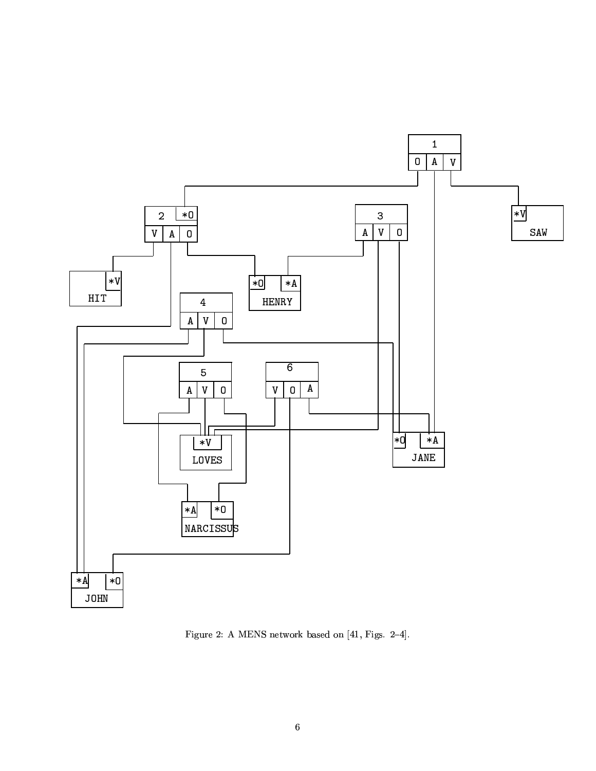Figure 2: A MENS network based on [41, Figs. 2–4].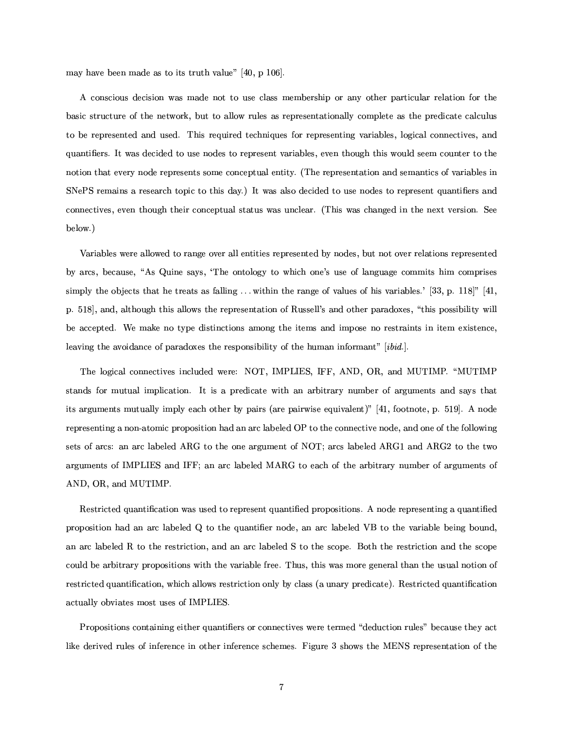may have been made as to its truth value" [40, p 106].

A conscious decision was made not to use class membership or any other particular relation for the basic structure of the network, but to allow rules as representationally complete as the predicate calculus to be represented and used. This required techniques for representing variables, logical connectives, and quantifiers. It was decided to use nodes to represent variables, even though this would seem counter to the notion that every node represents some conceptual entity. (The representation and semantics of variables in SNePS remains a research topic to this day.) It was also decided to use nodes to represent quantifiers and connectives, even though their conceptual status was unclear. (This was changed in the next version. See below.)

Variables were allowed to range over all entities represented by nodes, but not over relations represented by arcs, because, "As Quine says, 'The ontology to which one's use of language commits him comprises simply the objects that he treats as falling ... within the range of values of his variables.' [33, p. 118]" [41, p. 518], and, although this allows the representation of Russell's and other paradoxes, "this possibility will be accepted. We make no type distinctions among the items and impose no restraints in item existence, leaving the avoidance of paradoxes the responsibility of the human informant" [*ibid.*].

The logical connectives included were: NOT, IMPLIES, IFF, AND, OR, and MUTIMP. "MUTIMP stands for mutual implication. It is a predicate with an arbitrary number of arguments and says that its arguments mutually imply each other by pairs (are pairwise equivalent)" [41, footnote, p. 519]. A node representing a non-atomic proposition had an arc labeled OP to the connective node, and one of the following sets of arcs: an arc labeled ARG to the one argument of NOT; arcs labeled ARG1 and ARG2 to the two arguments of IMPLIES and IFF; an arc labeled MARG to each of the arbitrary number of arguments of AND, OR, and MUTIMP.

Restricted quantification was used to represent quantified propositions. A node representing a quantified proposition had an arc labeled Q to the quantifier node, an arc labeled VB to the variable being bound, an arc labeled R to the restriction, and an arc labeled S to the scope. Both the restriction and the scope could be arbitrary propositions with the variable free. Thus, this was more general than the usual notion of restricted quantification, which allows restriction only by class (a unary predicate). Restricted quantification actually obviates most uses of IMPLIES.

Propositions containing either quantifiers or connectives were termed "deduction rules" because they act like derived rules of inference in other inference schemes. Figure 3 shows the MENS representation of the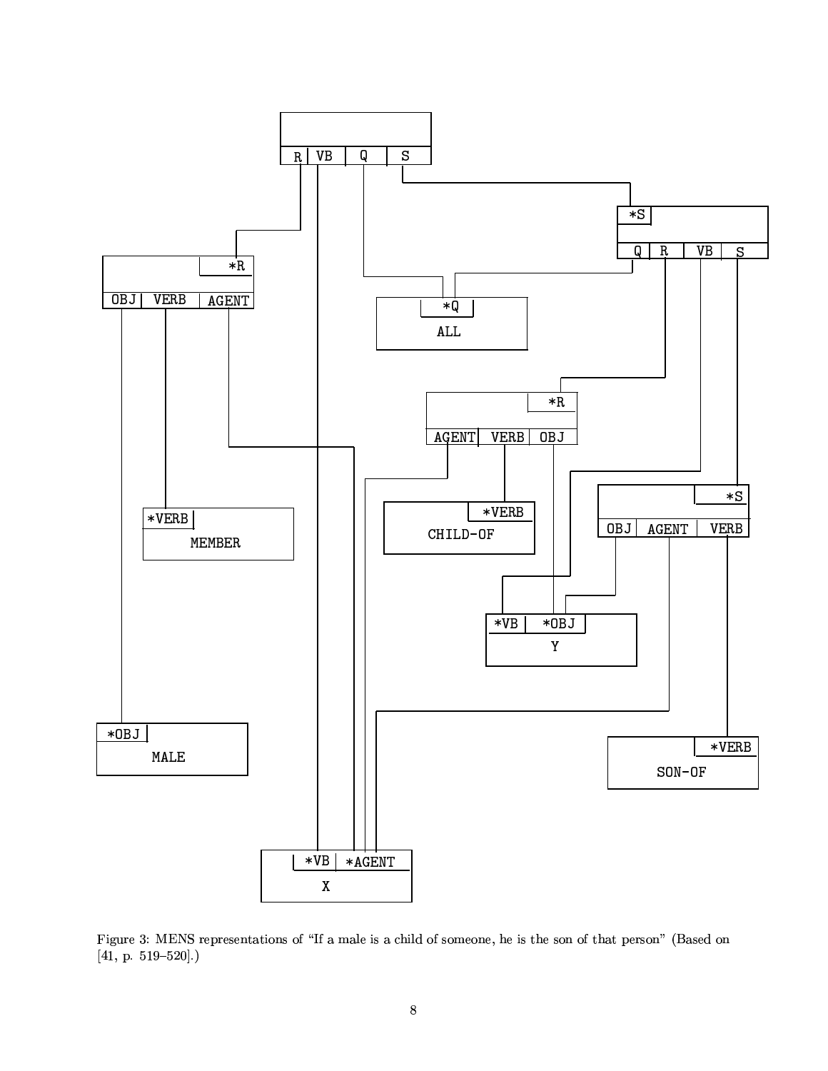Figure 3: MENS representations of “If a male is a child of someone, he is the son of that person” (Based on [41, p. 519–520].)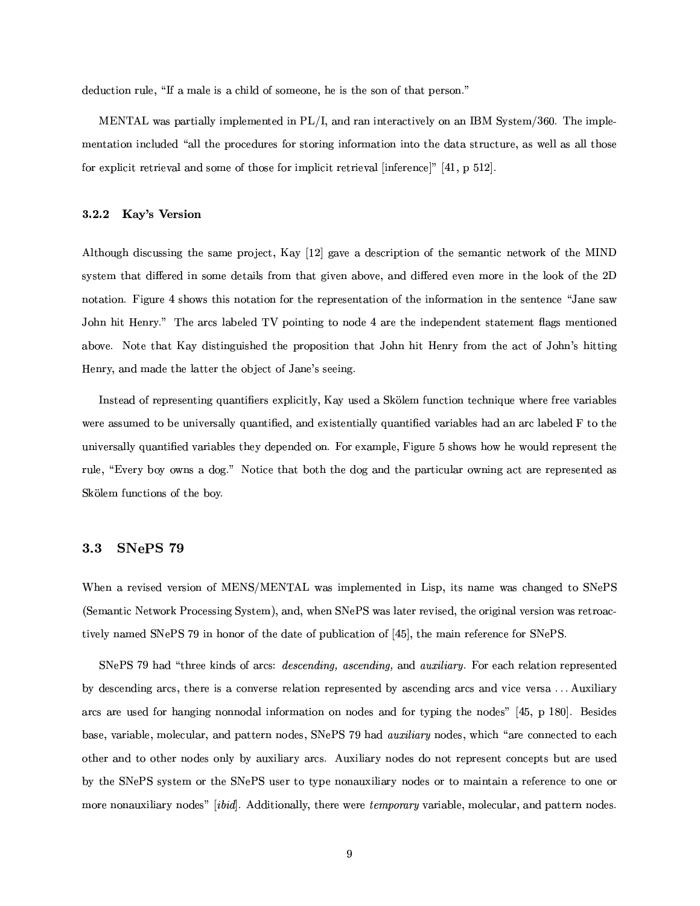deduction rule, "If a male is a child of someone, he is the son of that person."

MENTAL was partially implemented in PL/I, and ran interactively on an IBM System/360. The implementation included "all the procedures for storing information into the data structure, as well as all those for explicit retrieval and some of those for implicit retrieval [inference]" [41, p 512].

### 3.2.2 Kay's Version

Although discussing the same project, Kay [12] gave a description of the semantic network of the MIND system that differed in some details from that given above, and differed even more in the look of the 2D notation. Figure 4 shows this notation for the representation of the information in the sentence "Jane saw John hit Henry." The arcs labeled TV pointing to node 4 are the independent statement flags mentioned above. Note that Kay distinguished the proposition that John hit Henry from the act of John's hitting Henry, and made the latter the object of Jane's seeing.

Instead of representing quantifiers explicitly, Kay used a Skölem function technique where free variables were assumed to be universally quantified, and existentially quantified variables had an arc labeled F to the universally quantified variables they depended on. For example, Figure 5 shows how he would represent the rule, "Every boy owns a dog." Notice that both the dog and the particular owning act are represented as Skölem functions of the boy.

## 3.3 SNePS 79

When a revised version of MENS/MENTAL was implemented in Lisp, its name was changed to SNePS (Semantic Network Processing System), and, when SNePS was later revised, the original version was retroactively named SNePS 79 in honor of the date of publication of [45], the main reference for SNePS.

SNePS 79 had "three kinds of arcs: *descending, ascending,* and *auxiliary.* For each relation represented by descending arcs, there is a converse relation represented by ascending arcs and vice versa ... Auxiliary arcs are used for hanging nonnodal information on nodes and for typing the nodes" [45, p 180]. Besides base, variable, molecular, and pattern nodes, SNePS 79 had *auxiliary* nodes, which "are connected to each other and to other nodes only by auxiliary arcs. Auxiliary nodes do not represent concepts but are used by the SNePS system or the SNePS user to type nonauxiliary nodes or to maintain a reference to one or more nonauxiliary nodes" [*ibid*]. Additionally, there were *temporary* variable, molecular, and pattern nodes.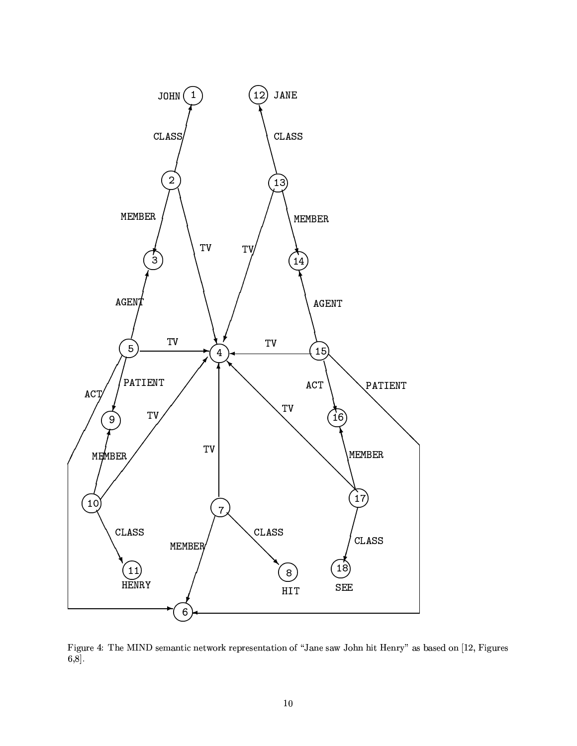Figure 4: The MIND semantic network representation of "Jane saw John hit Henry" as based on [12, Figures 6,8].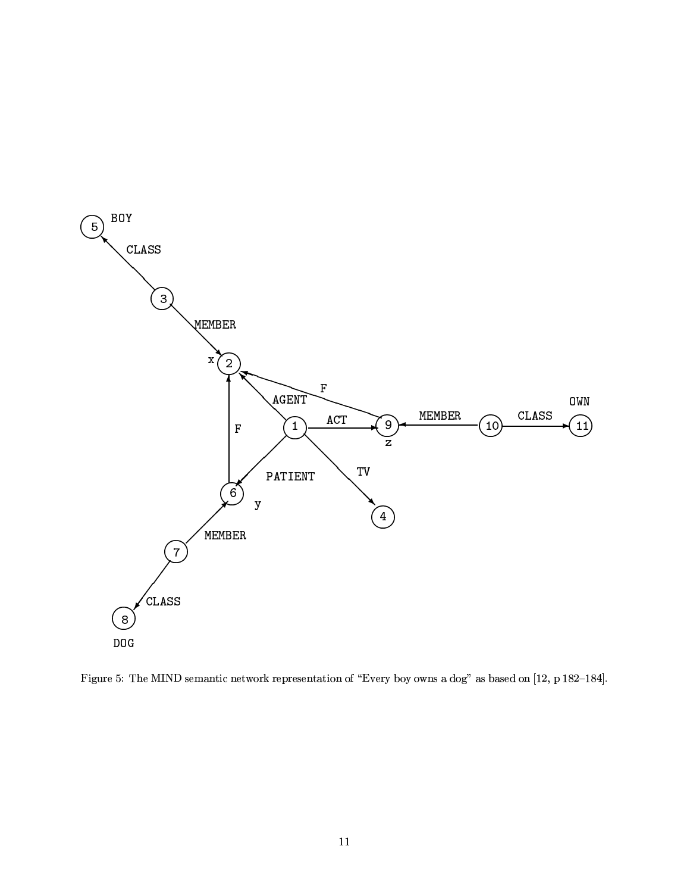Figure 5: The MIND semantic network representation of “Every boy owns a dog” as based on [12, p 182–184].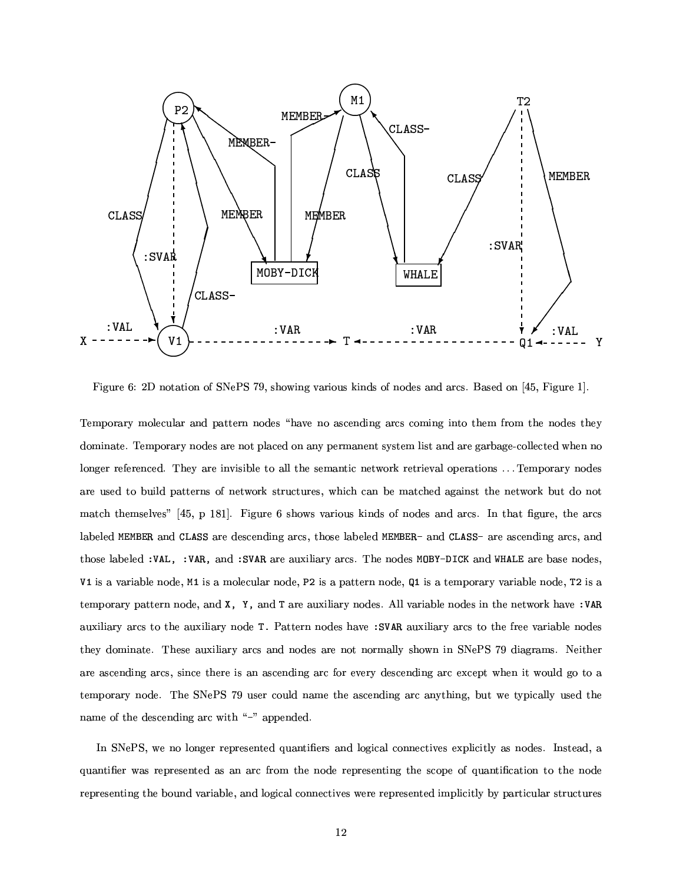Figure 6: 2D notation of SNePS 79, showing various kinds of nodes and arcs. Based on [45, Figure 1].

Temporary molecular and pattern nodes "have no ascending arcs coming into them from the nodes they dominate. Temporary nodes are not placed on any permanent system list and are garbage-collected when no longer referenced. They are invisible to all the semantic network retrieval operations . . . Temporary nodes are used to build patterns of network structures, which can be matched against the network but do not match themselves" [45, p 181]. Figure 6 shows various kinds of nodes and arcs. In that figure, the arcs labeled `MEMBER` and `CLASS` are descending arcs, those labeled `MEMBER-` and `CLASS-` are ascending arcs, and those labeled `:VAL`, `:VAR`, and `:SVAR` are auxiliary arcs. The nodes `MOBY-DICK` and `WHALE` are base nodes, `V1` is a variable node, `M1` is a molecular node, `P2` is a pattern node, `Q1` is a temporary variable node, `T2` is a temporary pattern node, and `X`, `Y`, and `T` are auxiliary nodes. All variable nodes in the network have `:VAR` auxiliary arcs to the auxiliary node `T`. Pattern nodes have `:SVAR` auxiliary arcs to the free variable nodes they dominate. These auxiliary arcs and nodes are not normally shown in SNePS 79 diagrams. Neither are ascending arcs, since there is an ascending arc for every descending arc except when it would go to a temporary node. The SNePS 79 user could name the ascending arc anything, but we typically used the name of the descending arc with "-" appended.

In SNePS, we no longer represented quantifiers and logical connectives explicitly as nodes. Instead, a quantifier was represented as an arc from the node representing the scope of quantification to the node representing the bound variable, and logical connectives were represented implicitly by particular structures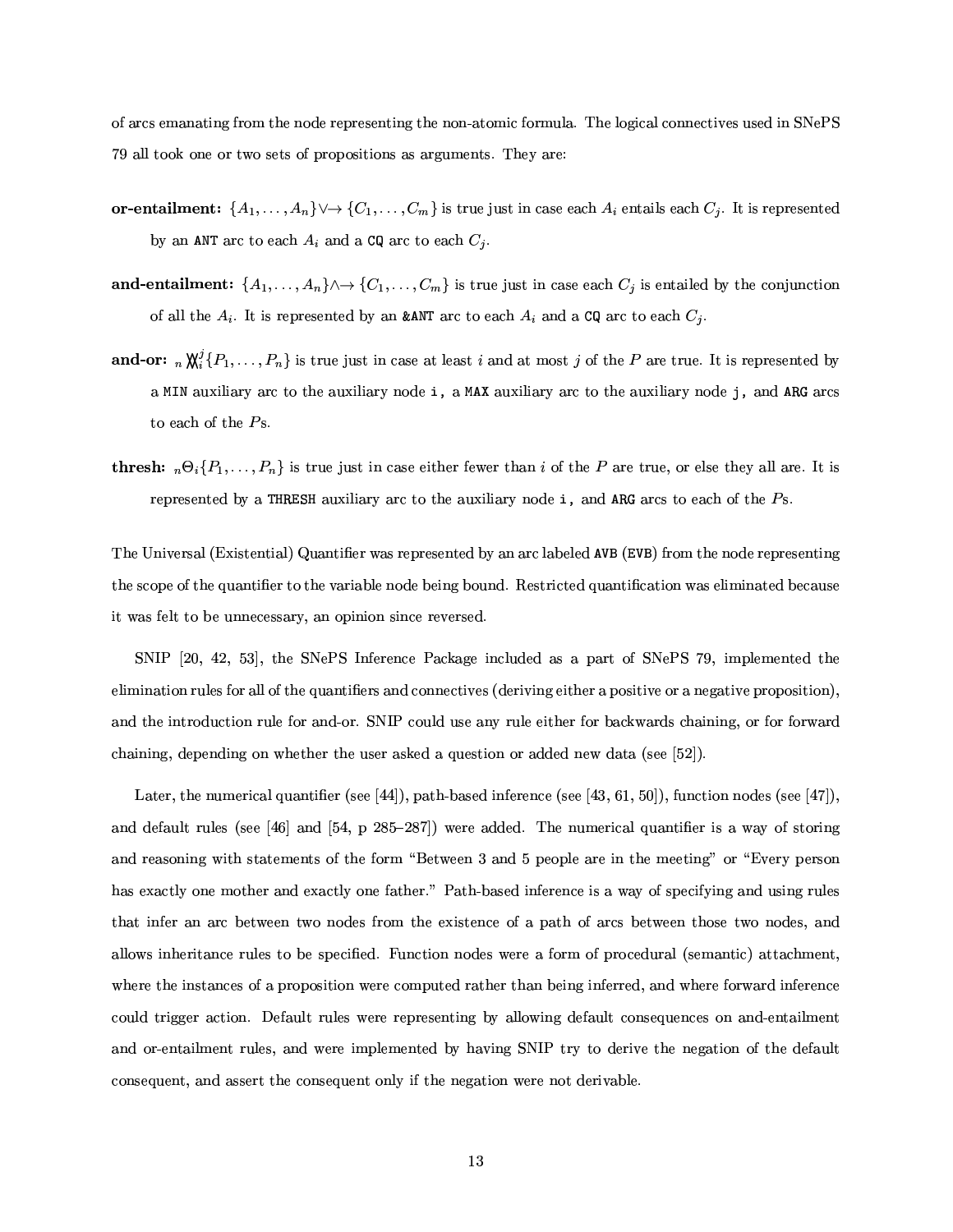of arcs emanating from the node representing the non-atomic formula. The logical connectives used in SNePS 79 all took one or two sets of propositions as arguments. They are:

**or-entailment:** $\{A_1, \ldots, A_n\} \vee\!\!\rightarrow \{C_1, \ldots, C_m\}$ is true just in case each $A_i$ entails each $C_j$. It is represented by an `ANT` arc to each $A_i$ and a `CQ` arc to each $C_j$.

**and-entailment:** $\{A_1, \ldots, A_n\} \wedge\!\!\rightarrow \{C_1, \ldots, C_m\}$ is true just in case each $C_j$ is entailed by the conjunction of all the $A_i$. It is represented by an `&ANT` arc to each $A_i$ and a `CQ` arc to each $C_j$.

**and-or:** ${}_n\mathbb{W}_i^j\{P_1, \ldots, P_n\}$ is true just in case at least $i$ and at most $j$ of the $P$ are true. It is represented by a `MIN` auxiliary arc to the auxiliary node `i`, a `MAX` auxiliary arc to the auxiliary node `j`, and `ARG` arcs to each of the $P$s.

**thresh:** ${}_n\Theta_i\{P_1, \ldots, P_n\}$ is true just in case either fewer than $i$ of the $P$ are true, or else they all are. It is represented by a `THRESH` auxiliary arc to the auxiliary node `i`, and `ARG` arcs to each of the $P$s.

The Universal (Existential) Quantifier was represented by an arc labeled `AVB` (`EVB`) from the node representing the scope of the quantifier to the variable node being bound. Restricted quantification was eliminated because it was felt to be unnecessary, an opinion since reversed.

SNIP [20, 42, 53], the SNePS Inference Package included as a part of SNePS 79, implemented the elimination rules for all of the quantifiers and connectives (deriving either a positive or a negative proposition), and the introduction rule for and-or. SNIP could use any rule either for backwards chaining, or for forward chaining, depending on whether the user asked a question or added new data (see [52]).

Later, the numerical quantifier (see [44]), path-based inference (see [43, 61, 50]), function nodes (see [47]), and default rules (see [46] and [54, p 285–287]) were added. The numerical quantifier is a way of storing and reasoning with statements of the form "Between 3 and 5 people are in the meeting" or "Every person has exactly one mother and exactly one father." Path-based inference is a way of specifying and using rules that infer an arc between two nodes from the existence of a path of arcs between those two nodes, and allows inheritance rules to be specified. Function nodes were a form of procedural (semantic) attachment, where the instances of a proposition were computed rather than being inferred, and where forward inference could trigger action. Default rules were representing by allowing default consequences on and-entailment and or-entailment rules, and were implemented by having SNIP try to derive the negation of the default consequent, and assert the consequent only if the negation were not derivable.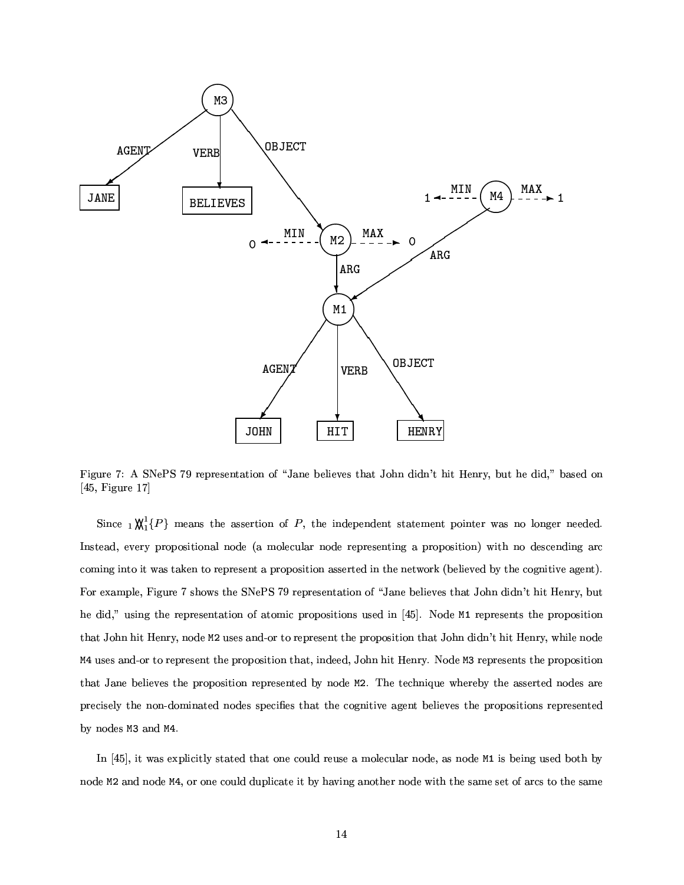Figure 7: A SNePS 79 representation of "Jane believes that John didn't hit Henry, but he did," based on [45, Figure 17]

Since ${}_1\!\text{X}\!\!\!\text{X}_1^1\{P\}$ means the assertion of $P$, the independent statement pointer was no longer needed. Instead, every propositional node (a molecular node representing a proposition) with no descending arc coming into it was taken to represent a proposition asserted in the network (believed by the cognitive agent). For example, Figure 7 shows the SNePS 79 representation of "Jane believes that John didn't hit Henry, but he did," using the representation of atomic propositions used in [45]. Node M1 represents the proposition that John hit Henry, node M2 uses and-or to represent the proposition that John didn't hit Henry, while node M4 uses and-or to represent the proposition that, indeed, John hit Henry. Node M3 represents the proposition that Jane believes the proposition represented by node M2. The technique whereby the asserted nodes are precisely the non-dominated nodes specifies that the cognitive agent believes the propositions represented by nodes M3 and M4.

In [45], it was explicitly stated that one could reuse a molecular node, as node M1 is being used both by node M2 and node M4, or one could duplicate it by having another node with the same set of arcs to the same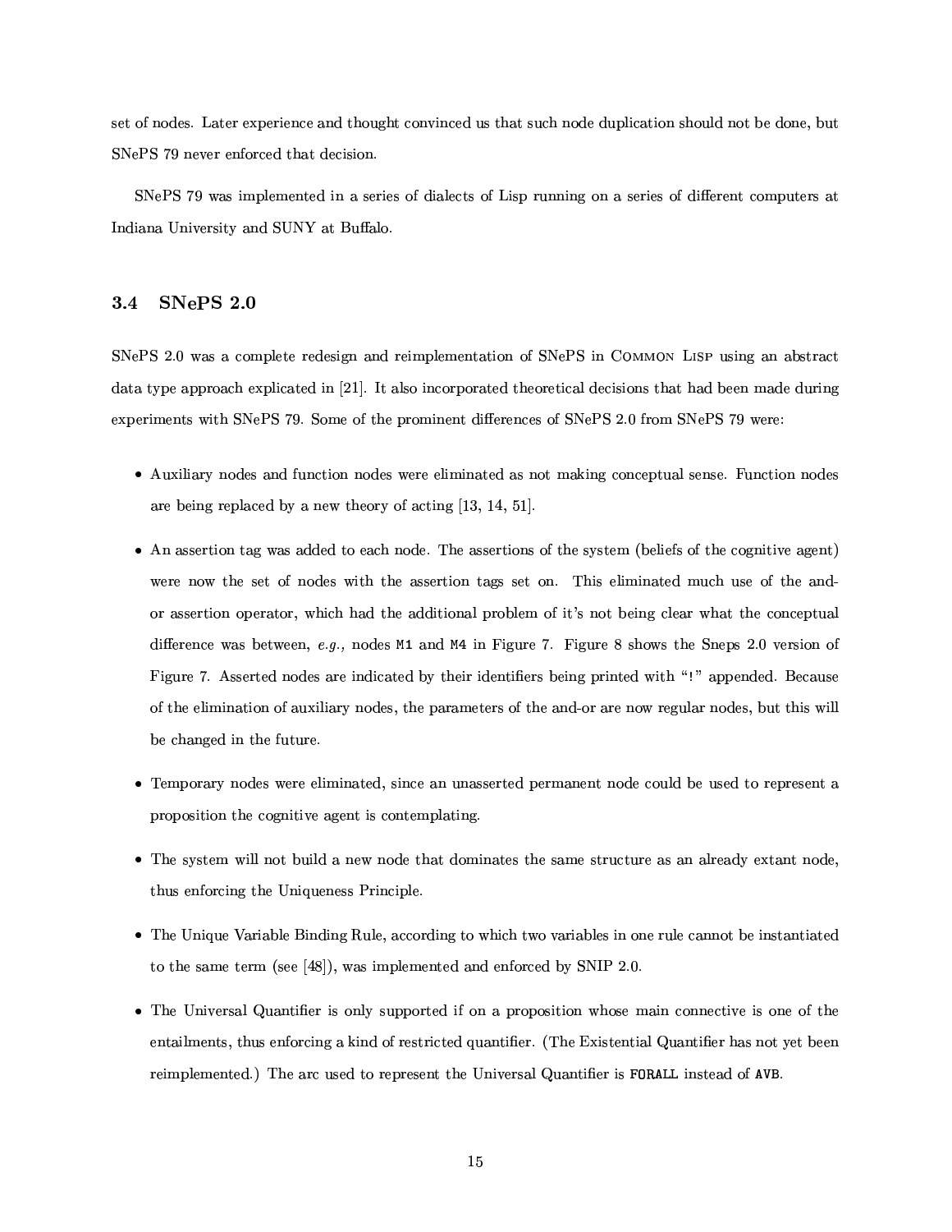set of nodes. Later experience and thought convinced us that such node duplication should not be done, but SNePS 79 never enforced that decision.

SNePS 79 was implemented in a series of dialects of Lisp running on a series of different computers at Indiana University and SUNY at Buffalo.

### 3.4 SNePS 2.0

SNePS 2.0 was a complete redesign and reimplementation of SNePS in Common Lisp using an abstract data type approach explicated in [21]. It also incorporated theoretical decisions that had been made during experiments with SNePS 79. Some of the prominent differences of SNePS 2.0 from SNePS 79 were:

- Auxiliary nodes and function nodes were eliminated as not making conceptual sense. Function nodes are being replaced by a new theory of acting [13, 14, 51].
- An assertion tag was added to each node. The assertions of the system (beliefs of the cognitive agent) were now the set of nodes with the assertion tags set on. This eliminated much use of the and-or assertion operator, which had the additional problem of it's not being clear what the conceptual difference was between, *e.g.,* nodes `M1` and `M4` in Figure 7. Figure 8 shows the Sneps 2.0 version of Figure 7. Asserted nodes are indicated by their identifiers being printed with "`!`" appended. Because of the elimination of auxiliary nodes, the parameters of the and-or are now regular nodes, but this will be changed in the future.
- Temporary nodes were eliminated, since an unasserted permanent node could be used to represent a proposition the cognitive agent is contemplating.
- The system will not build a new node that dominates the same structure as an already extant node, thus enforcing the Uniqueness Principle.
- The Unique Variable Binding Rule, according to which two variables in one rule cannot be instantiated to the same term (see [48]), was implemented and enforced by SNIP 2.0.
- The Universal Quantifier is only supported if on a proposition whose main connective is one of the entailments, thus enforcing a kind of restricted quantifier. (The Existential Quantifier has not yet been reimplemented.) The arc used to represent the Universal Quantifier is **`FORALL`** instead of **`AVB`**.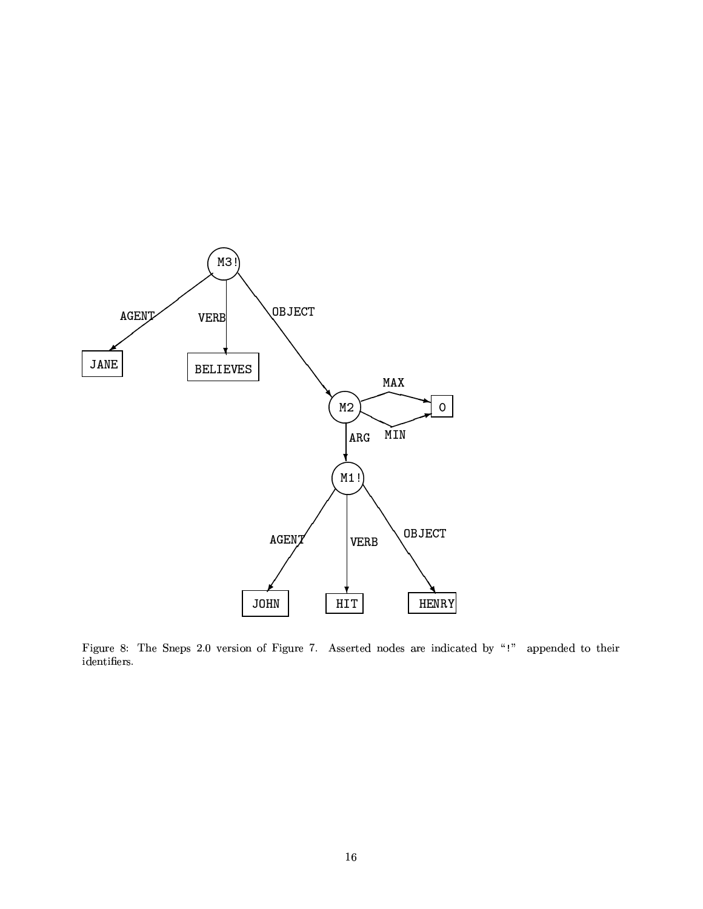Figure 8: The Sneps 2.0 version of Figure 7. Asserted nodes are indicated by "!" appended to their identifiers.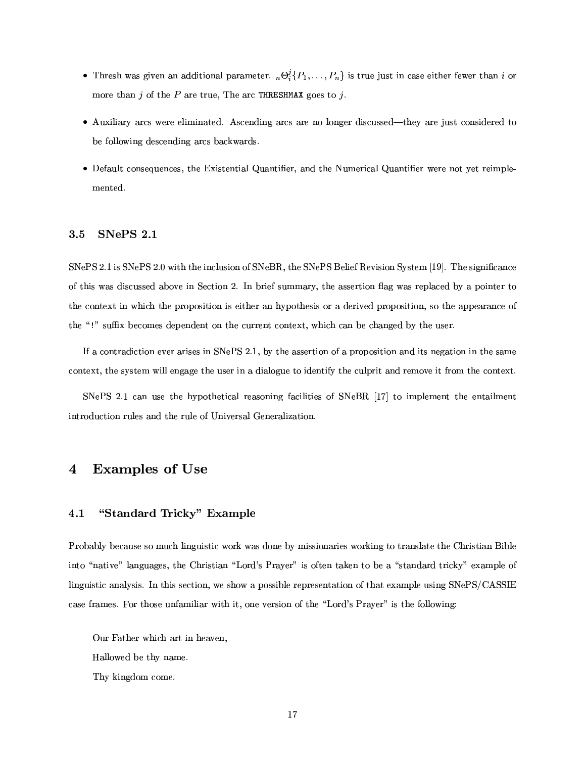- Thresh was given an additional parameter. ${}_n\Theta_i^j\{P_1, \ldots, P_n\}$ is true just in case either fewer than $i$ or more than $j$ of the $P$ are true, The arc `THRESHMAX` goes to $j$.
- Auxiliary arcs were eliminated. Ascending arcs are no longer discussed—they are just considered to be following descending arcs backwards.
- Default consequences, the Existential Quantifier, and the Numerical Quantifier were not yet reimplemented.

### 3.5 SNePS 2.1

SNePS 2.1 is SNePS 2.0 with the inclusion of SNeBR, the SNePS Belief Revision System [19]. The significance of this was discussed above in Section 2. In brief summary, the assertion flag was replaced by a pointer to the context in which the proposition is either an hypothesis or a derived proposition, so the appearance of the "`!`" suffix becomes dependent on the current context, which can be changed by the user.

If a contradiction ever arises in SNePS 2.1, by the assertion of a proposition and its negation in the same context, the system will engage the user in a dialogue to identify the culprit and remove it from the context.

SNePS 2.1 can use the hypothetical reasoning facilities of SNeBR [17] to implement the entailment introduction rules and the rule of Universal Generalization.

## 4 Examples of Use

### 4.1 "Standard Tricky" Example

Probably because so much linguistic work was done by missionaries working to translate the Christian Bible into "native" languages, the Christian "Lord's Prayer" is often taken to be a "standard tricky" example of linguistic analysis. In this section, we show a possible representation of that example using SNePS/CASSIE case frames. For those unfamiliar with it, one version of the "Lord's Prayer" is the following:

> Our Father which art in heaven,
> Hallowed be thy name.
> Thy kingdom come.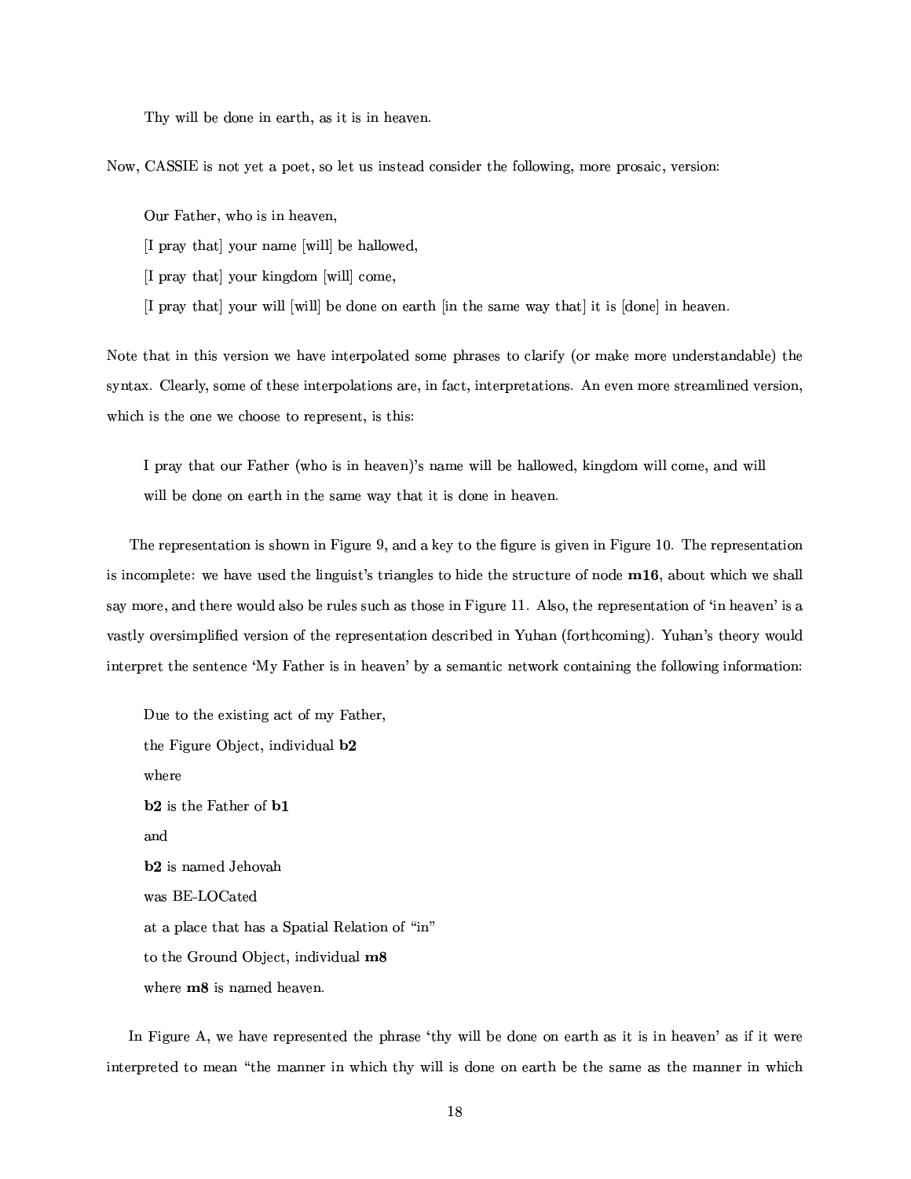Thy will be done in earth, as it is in heaven.

Now, CASSIE is not yet a poet, so let us instead consider the following, more prosaic, version:

Our Father, who is in heaven,

[I pray that] your name [will] be hallowed,

[I pray that] your kingdom [will] come,

[I pray that] your will [will] be done on earth [in the same way that] it is [done] in heaven.

Note that in this version we have interpolated some phrases to clarify (or make more understandable) the syntax. Clearly, some of these interpolations are, in fact, interpretations. An even more streamlined version, which is the one we choose to represent, is this:

I pray that our Father (who is in heaven)'s name will be hallowed, kingdom will come, and will will be done on earth in the same way that it is done in heaven.

The representation is shown in Figure 9, and a key to the figure is given in Figure 10. The representation is incomplete: we have used the linguist's triangles to hide the structure of node **m16**, about which we shall say more, and there would also be rules such as those in Figure 11. Also, the representation of 'in heaven' is a vastly oversimplified version of the representation described in Yuhan (forthcoming). Yuhan's theory would interpret the sentence 'My Father is in heaven' by a semantic network containing the following information:

Due to the existing act of my Father,

the Figure Object, individual **b2**

where

**b2** is the Father of **b1**

and

**b2** is named Jehovah

was BE-LOCated

at a place that has a Spatial Relation of "in"

to the Ground Object, individual **m8**

where **m8** is named heaven.

In Figure A, we have represented the phrase 'thy will be done on earth as it is in heaven' as if it were interpreted to mean "the manner in which thy will is done on earth be the same as the manner in which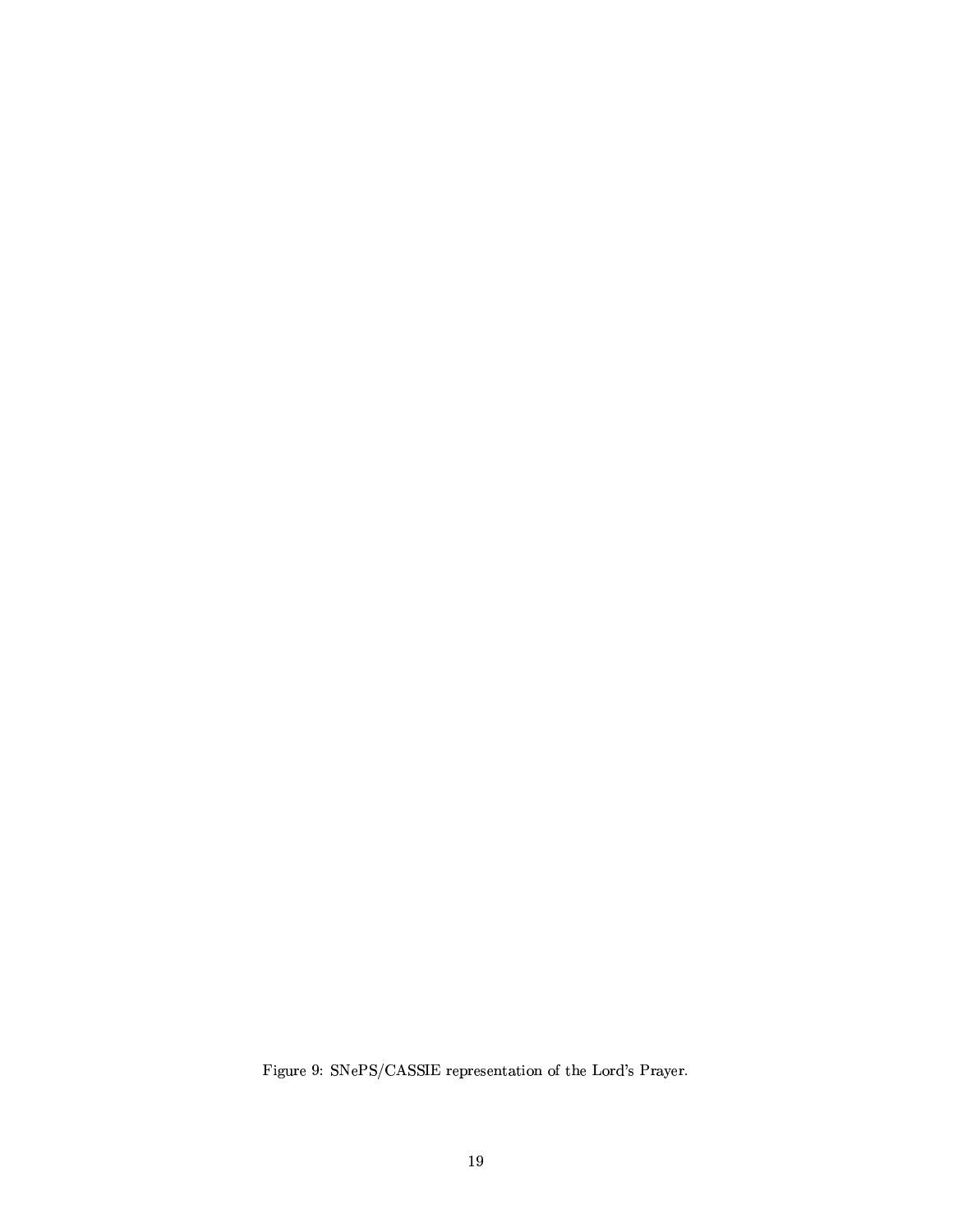Figure 9: SNePS/CASSIE representation of the Lord's Prayer.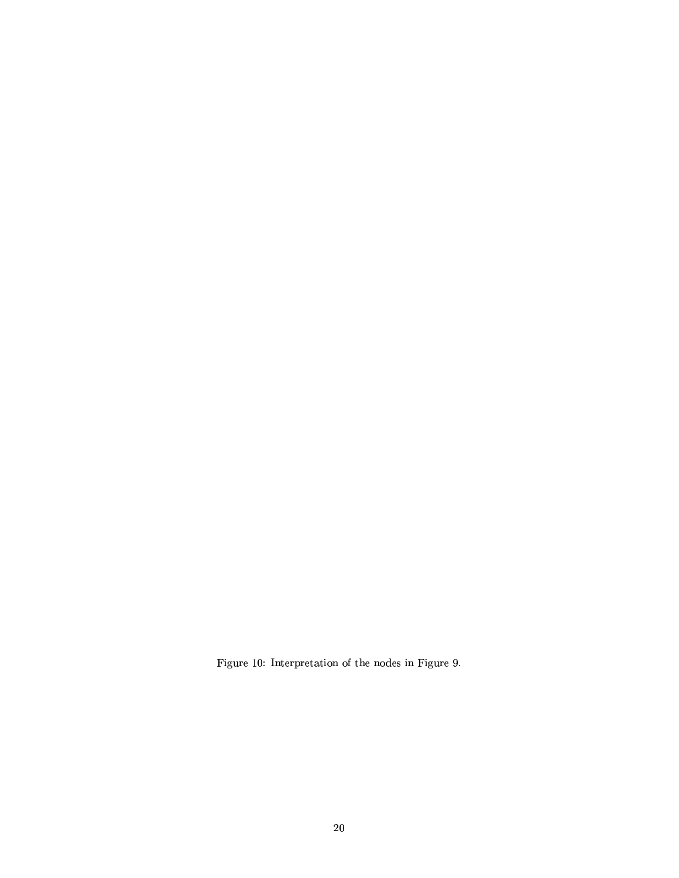Figure 10: Interpretation of the nodes in Figure 9.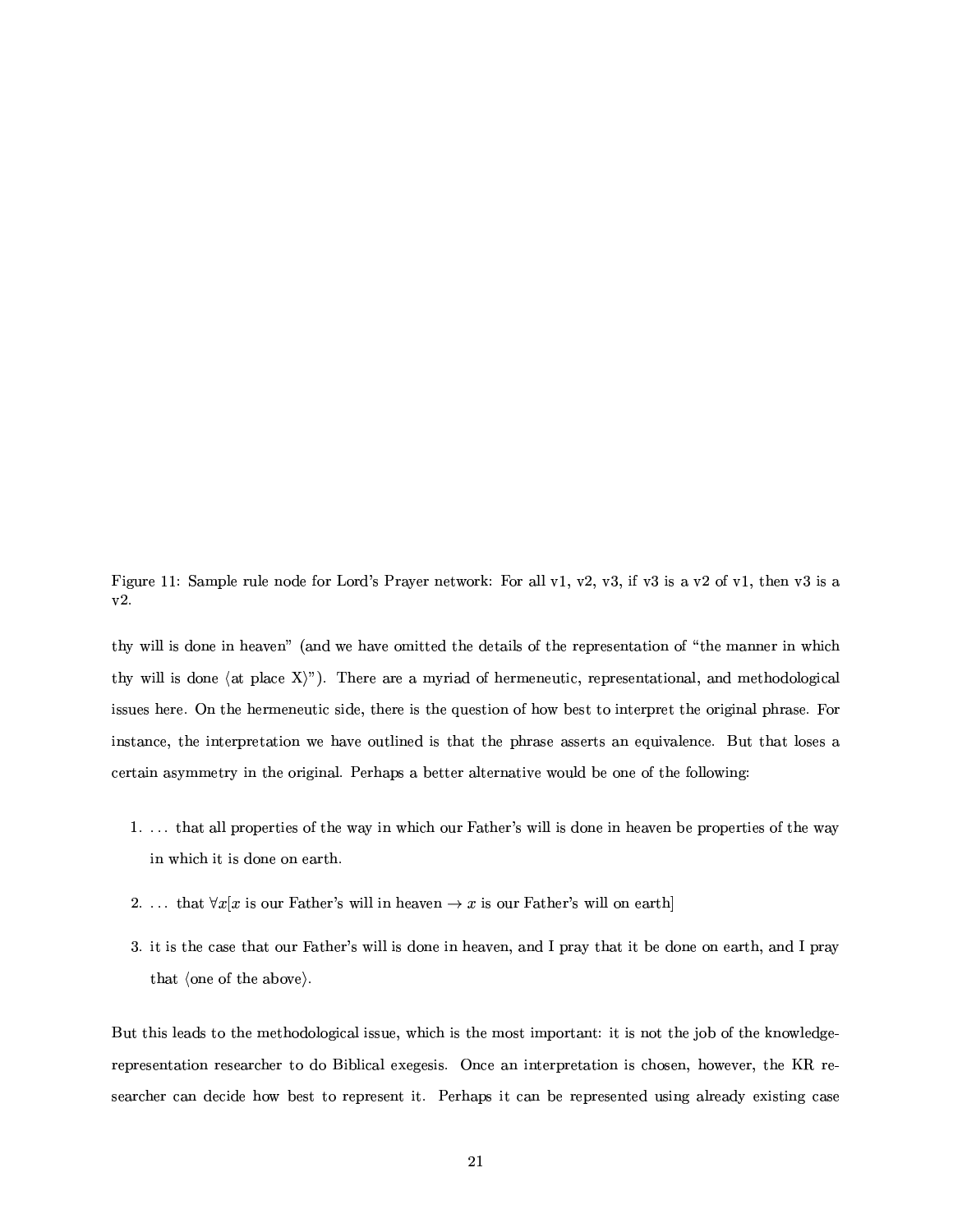Figure 11: Sample rule node for Lord's Prayer network: For all v1, v2, v3, if v3 is a v2 of v1, then v3 is a v2.

thy will is done in heaven" (and we have omitted the details of the representation of "the manner in which thy will is done ⟨at place X⟩"). There are a myriad of hermeneutic, representational, and methodological issues here. On the hermeneutic side, there is the question of how best to interpret the original phrase. For instance, the interpretation we have outlined is that the phrase asserts an equivalence. But that loses a certain asymmetry in the original. Perhaps a better alternative would be one of the following:

1. ... that all properties of the way in which our Father's will is done in heaven be properties of the way in which it is done on earth.
2. ... that $\forall x[x$ is our Father's will in heaven $\rightarrow x$ is our Father's will on earth$]$
3. it is the case that our Father's will is done in heaven, and I pray that it be done on earth, and I pray that ⟨one of the above⟩.

But this leads to the methodological issue, which is the most important: it is not the job of the knowledge-representation researcher to do Biblical exegesis. Once an interpretation is chosen, however, the KR researcher can decide how best to represent it. Perhaps it can be represented using already existing case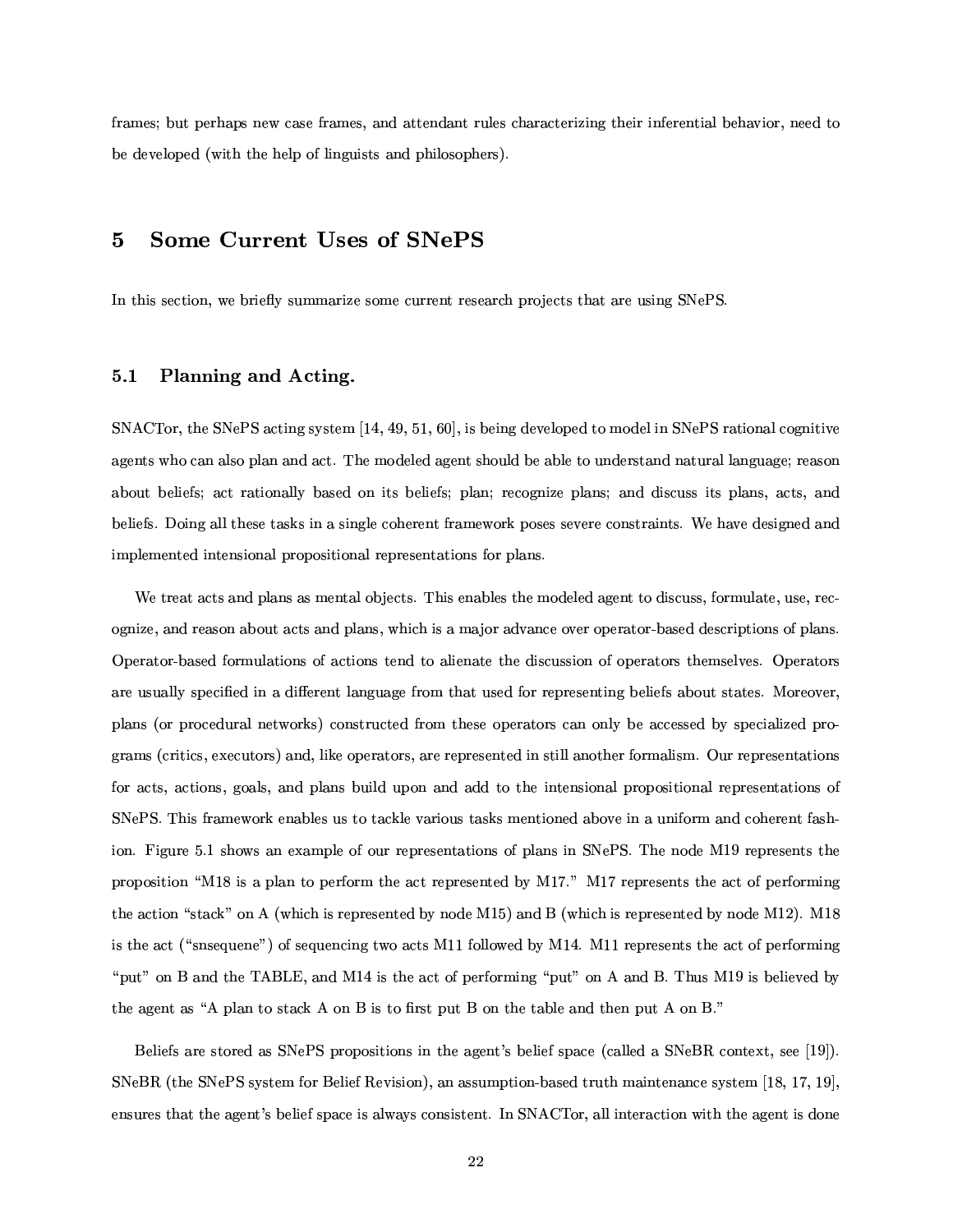frames; but perhaps new case frames, and attendant rules characterizing their inferential behavior, need to be developed (with the help of linguists and philosophers).

# 5 Some Current Uses of SNePS

In this section, we briefly summarize some current research projects that are using SNePS.

## 5.1 Planning and Acting.

SNACTor, the SNePS acting system [14, 49, 51, 60], is being developed to model in SNePS rational cognitive agents who can also plan and act. The modeled agent should be able to understand natural language; reason about beliefs; act rationally based on its beliefs; plan; recognize plans; and discuss its plans, acts, and beliefs. Doing all these tasks in a single coherent framework poses severe constraints. We have designed and implemented intensional propositional representations for plans.

We treat acts and plans as mental objects. This enables the modeled agent to discuss, formulate, use, recognize, and reason about acts and plans, which is a major advance over operator-based descriptions of plans. Operator-based formulations of actions tend to alienate the discussion of operators themselves. Operators are usually specified in a different language from that used for representing beliefs about states. Moreover, plans (or procedural networks) constructed from these operators can only be accessed by specialized programs (critics, executors) and, like operators, are represented in still another formalism. Our representations for acts, actions, goals, and plans build upon and add to the intensional propositional representations of SNePS. This framework enables us to tackle various tasks mentioned above in a uniform and coherent fashion. Figure 5.1 shows an example of our representations of plans in SNePS. The node M19 represents the proposition "M18 is a plan to perform the act represented by M17." M17 represents the act of performing the action "stack" on A (which is represented by node M15) and B (which is represented by node M12). M18 is the act ("snsequene") of sequencing two acts M11 followed by M14. M11 represents the act of performing "put" on B and the TABLE, and M14 is the act of performing "put" on A and B. Thus M19 is believed by the agent as "A plan to stack A on B is to first put B on the table and then put A on B."

Beliefs are stored as SNePS propositions in the agent's belief space (called a SNeBR context, see [19]). SNeBR (the SNePS system for Belief Revision), an assumption-based truth maintenance system [18, 17, 19], ensures that the agent's belief space is always consistent. In SNACTor, all interaction with the agent is done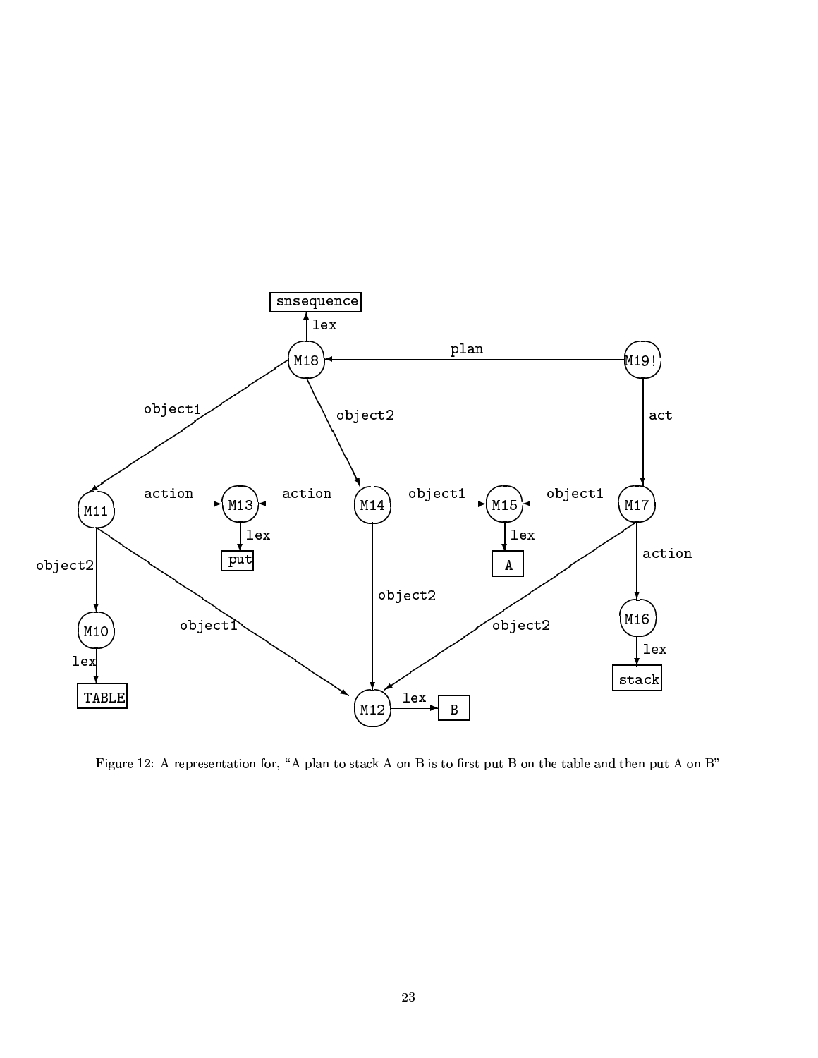Figure 12: A representation for, "A plan to stack A on B is to first put B on the table and then put A on B"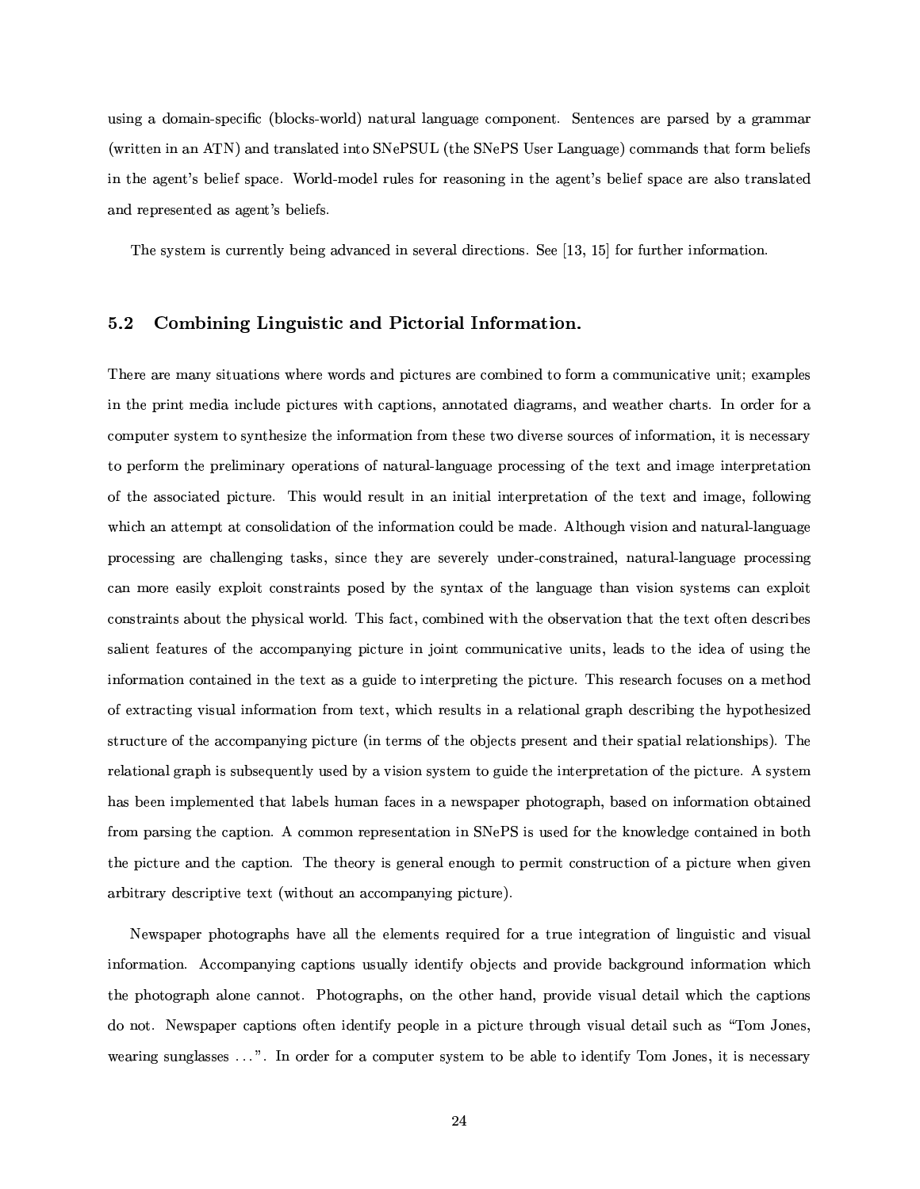using a domain-specific (blocks-world) natural language component. Sentences are parsed by a grammar (written in an ATN) and translated into SNePSUL (the SNePS User Language) commands that form beliefs in the agent's belief space. World-model rules for reasoning in the agent's belief space are also translated and represented as agent's beliefs.

The system is currently being advanced in several directions. See [13, 15] for further information.

### 5.2 Combining Linguistic and Pictorial Information.

There are many situations where words and pictures are combined to form a communicative unit; examples in the print media include pictures with captions, annotated diagrams, and weather charts. In order for a computer system to synthesize the information from these two diverse sources of information, it is necessary to perform the preliminary operations of natural-language processing of the text and image interpretation of the associated picture. This would result in an initial interpretation of the text and image, following which an attempt at consolidation of the information could be made. Although vision and natural-language processing are challenging tasks, since they are severely under-constrained, natural-language processing can more easily exploit constraints posed by the syntax of the language than vision systems can exploit constraints about the physical world. This fact, combined with the observation that the text often describes salient features of the accompanying picture in joint communicative units, leads to the idea of using the information contained in the text as a guide to interpreting the picture. This research focuses on a method of extracting visual information from text, which results in a relational graph describing the hypothesized structure of the accompanying picture (in terms of the objects present and their spatial relationships). The relational graph is subsequently used by a vision system to guide the interpretation of the picture. A system has been implemented that labels human faces in a newspaper photograph, based on information obtained from parsing the caption. A common representation in SNePS is used for the knowledge contained in both the picture and the caption. The theory is general enough to permit construction of a picture when given arbitrary descriptive text (without an accompanying picture).

Newspaper photographs have all the elements required for a true integration of linguistic and visual information. Accompanying captions usually identify objects and provide background information which the photograph alone cannot. Photographs, on the other hand, provide visual detail which the captions do not. Newspaper captions often identify people in a picture through visual detail such as "Tom Jones, wearing sunglasses ...". In order for a computer system to be able to identify Tom Jones, it is necessary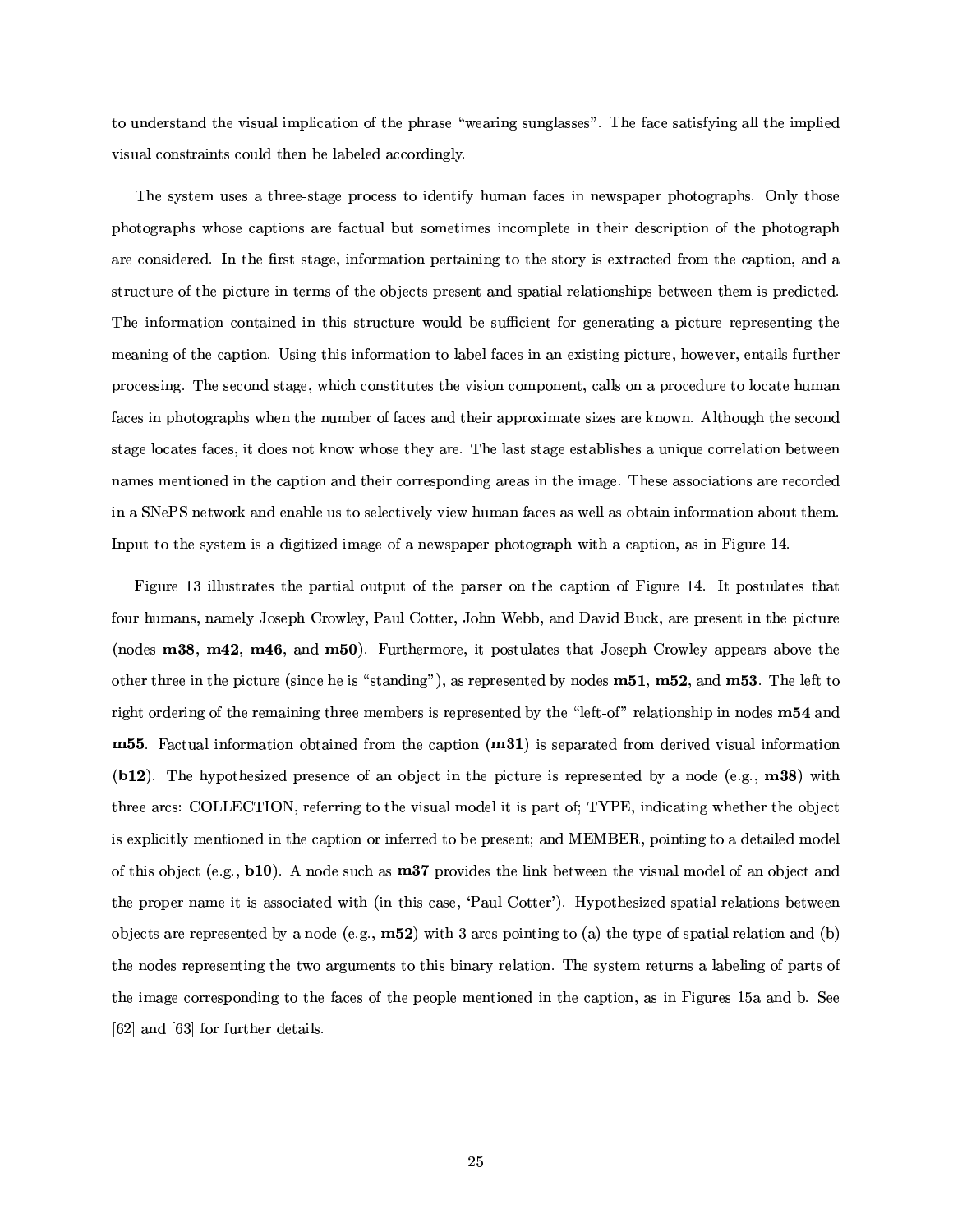to understand the visual implication of the phrase "wearing sunglasses". The face satisfying all the implied visual constraints could then be labeled accordingly.

The system uses a three-stage process to identify human faces in newspaper photographs. Only those photographs whose captions are factual but sometimes incomplete in their description of the photograph are considered. In the first stage, information pertaining to the story is extracted from the caption, and a structure of the picture in terms of the objects present and spatial relationships between them is predicted. The information contained in this structure would be sufficient for generating a picture representing the meaning of the caption. Using this information to label faces in an existing picture, however, entails further processing. The second stage, which constitutes the vision component, calls on a procedure to locate human faces in photographs when the number of faces and their approximate sizes are known. Although the second stage locates faces, it does not know whose they are. The last stage establishes a unique correlation between names mentioned in the caption and their corresponding areas in the image. These associations are recorded in a SNePS network and enable us to selectively view human faces as well as obtain information about them. Input to the system is a digitized image of a newspaper photograph with a caption, as in Figure 14.

Figure 13 illustrates the partial output of the parser on the caption of Figure 14. It postulates that four humans, namely Joseph Crowley, Paul Cotter, John Webb, and David Buck, are present in the picture (nodes **m38**, **m42**, **m46**, and **m50**). Furthermore, it postulates that Joseph Crowley appears above the other three in the picture (since he is "standing"), as represented by nodes **m51**, **m52**, and **m53**. The left to right ordering of the remaining three members is represented by the "left-of" relationship in nodes **m54** and **m55**. Factual information obtained from the caption (**m31**) is separated from derived visual information (**b12**). The hypothesized presence of an object in the picture is represented by a node (e.g., **m38**) with three arcs: COLLECTION, referring to the visual model it is part of; TYPE, indicating whether the object is explicitly mentioned in the caption or inferred to be present; and MEMBER, pointing to a detailed model of this object (e.g., **b10**). A node such as **m37** provides the link between the visual model of an object and the proper name it is associated with (in this case, 'Paul Cotter'). Hypothesized spatial relations between objects are represented by a node (e.g., **m52**) with 3 arcs pointing to (a) the type of spatial relation and (b) the nodes representing the two arguments to this binary relation. The system returns a labeling of parts of the image corresponding to the faces of the people mentioned in the caption, as in Figures 15a and b. See [62] and [63] for further details.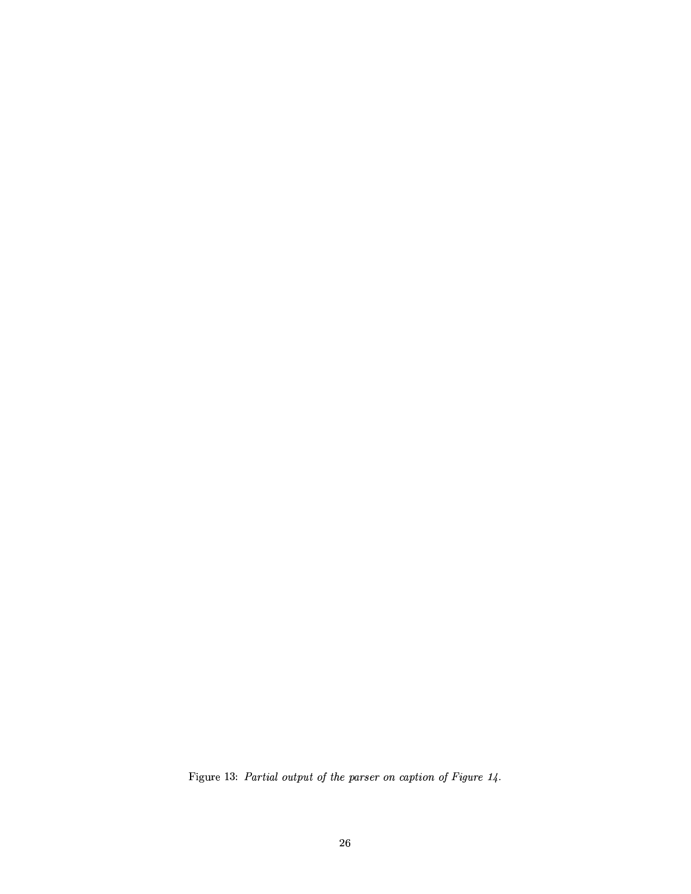Figure 13: *Partial output of the parser on caption of Figure 14.*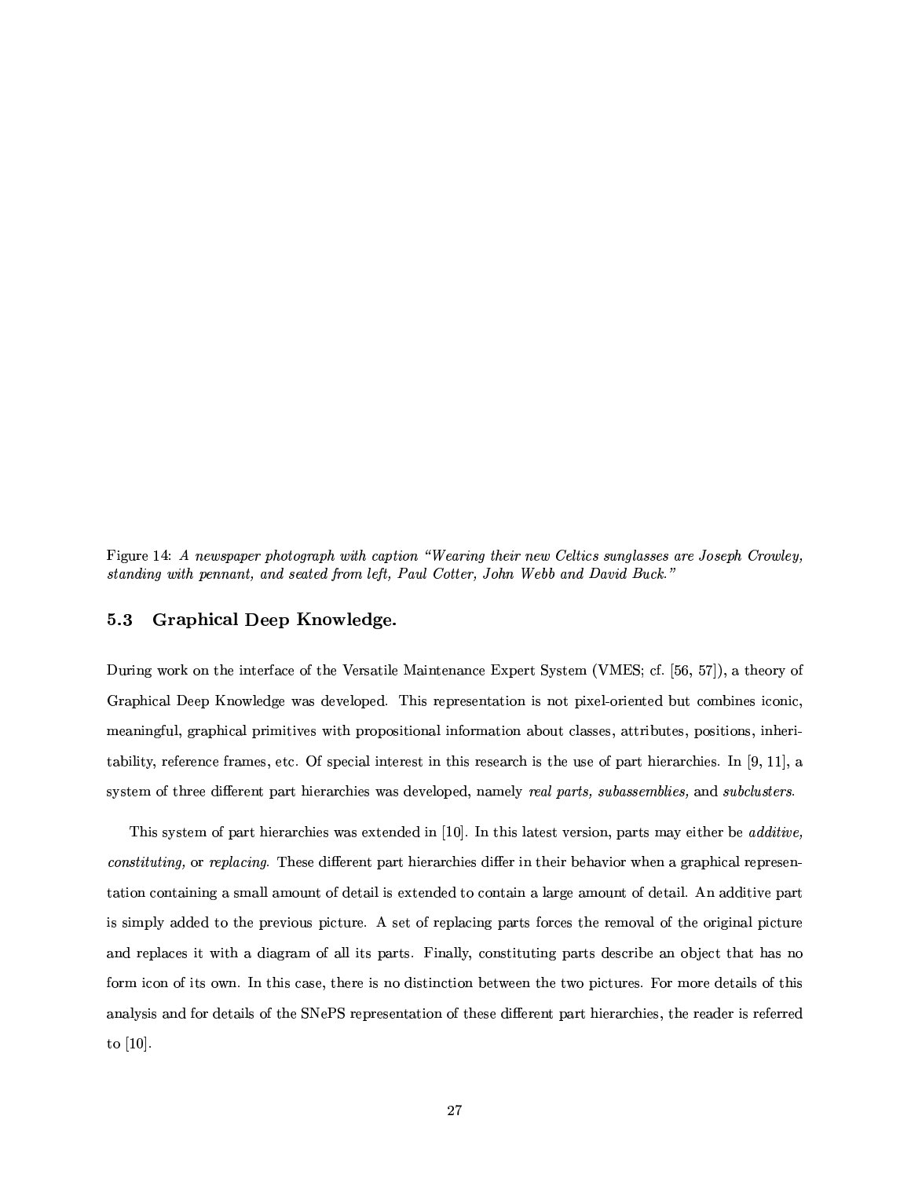Figure 14: *A newspaper photograph with caption "Wearing their new Celtics sunglasses are Joseph Crowley, standing with pennant, and seated from left, Paul Cotter, John Webb and David Buck."*

### 5.3 Graphical Deep Knowledge.

During work on the interface of the Versatile Maintenance Expert System (VMES; cf. [56, 57]), a theory of Graphical Deep Knowledge was developed. This representation is not pixel-oriented but combines iconic, meaningful, graphical primitives with propositional information about classes, attributes, positions, inheritability, reference frames, etc. Of special interest in this research is the use of part hierarchies. In [9, 11], a system of three different part hierarchies was developed, namely *real parts, subassemblies,* and *subclusters.*

This system of part hierarchies was extended in [10]. In this latest version, parts may either be *additive, constituting,* or *replacing.* These different part hierarchies differ in their behavior when a graphical representation containing a small amount of detail is extended to contain a large amount of detail. An additive part is simply added to the previous picture. A set of replacing parts forces the removal of the original picture and replaces it with a diagram of all its parts. Finally, constituting parts describe an object that has no form icon of its own. In this case, there is no distinction between the two pictures. For more details of this analysis and for details of the SNePS representation of these different part hierarchies, the reader is referred to [10].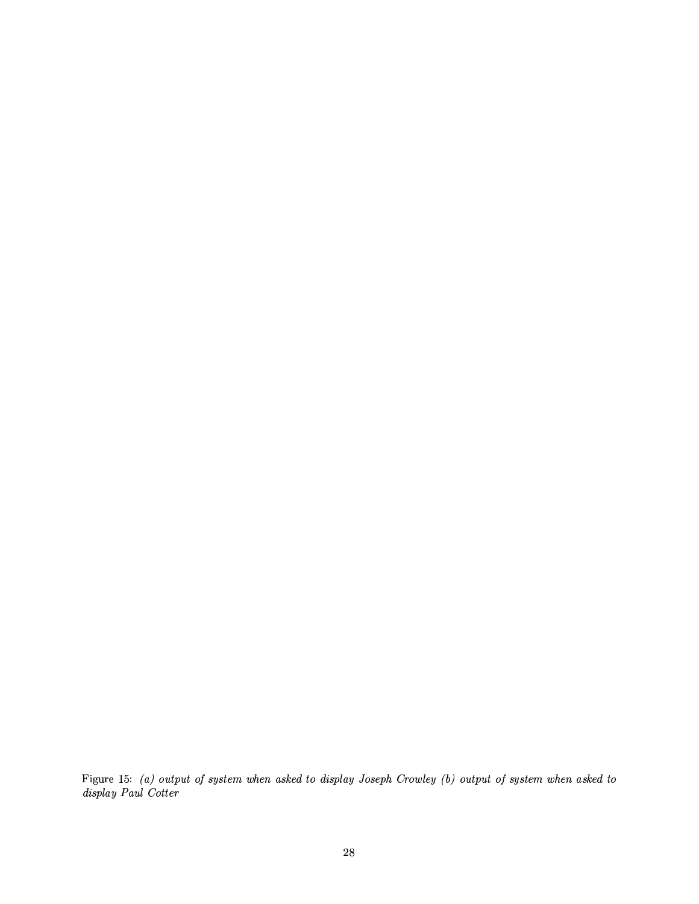Figure 15: *(a) output of system when asked to display Joseph Crowley (b) output of system when asked to display Paul Cotter*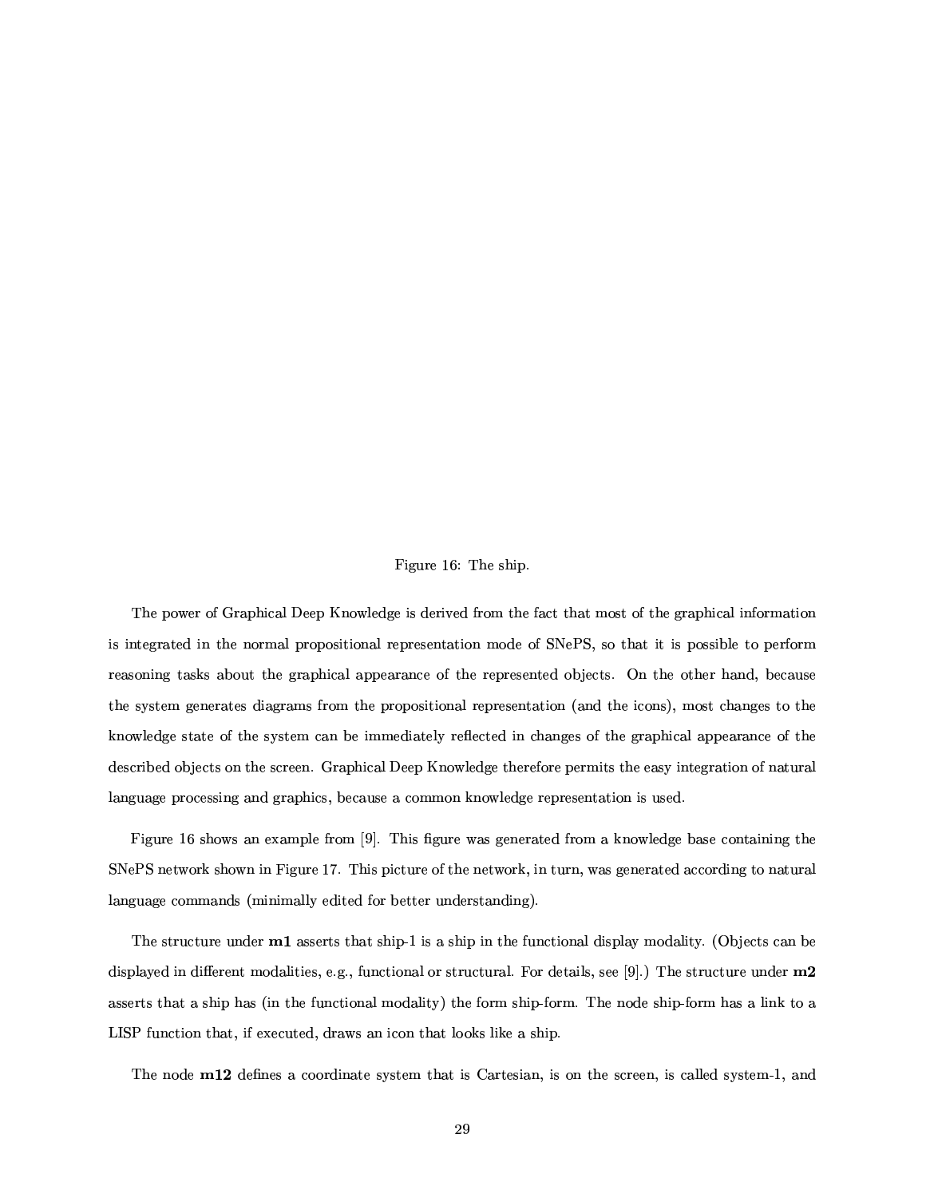Figure 16: The ship.

The power of Graphical Deep Knowledge is derived from the fact that most of the graphical information is integrated in the normal propositional representation mode of SNePS, so that it is possible to perform reasoning tasks about the graphical appearance of the represented objects. On the other hand, because the system generates diagrams from the propositional representation (and the icons), most changes to the knowledge state of the system can be immediately reflected in changes of the graphical appearance of the described objects on the screen. Graphical Deep Knowledge therefore permits the easy integration of natural language processing and graphics, because a common knowledge representation is used.

Figure 16 shows an example from [9]. This figure was generated from a knowledge base containing the SNePS network shown in Figure 17. This picture of the network, in turn, was generated according to natural language commands (minimally edited for better understanding).

The structure under **m1** asserts that ship-1 is a ship in the functional display modality. (Objects can be displayed in different modalities, e.g., functional or structural. For details, see [9].) The structure under **m2** asserts that a ship has (in the functional modality) the form ship-form. The node ship-form has a link to a LISP function that, if executed, draws an icon that looks like a ship.

The node **m12** defines a coordinate system that is Cartesian, is on the screen, is called system-1, and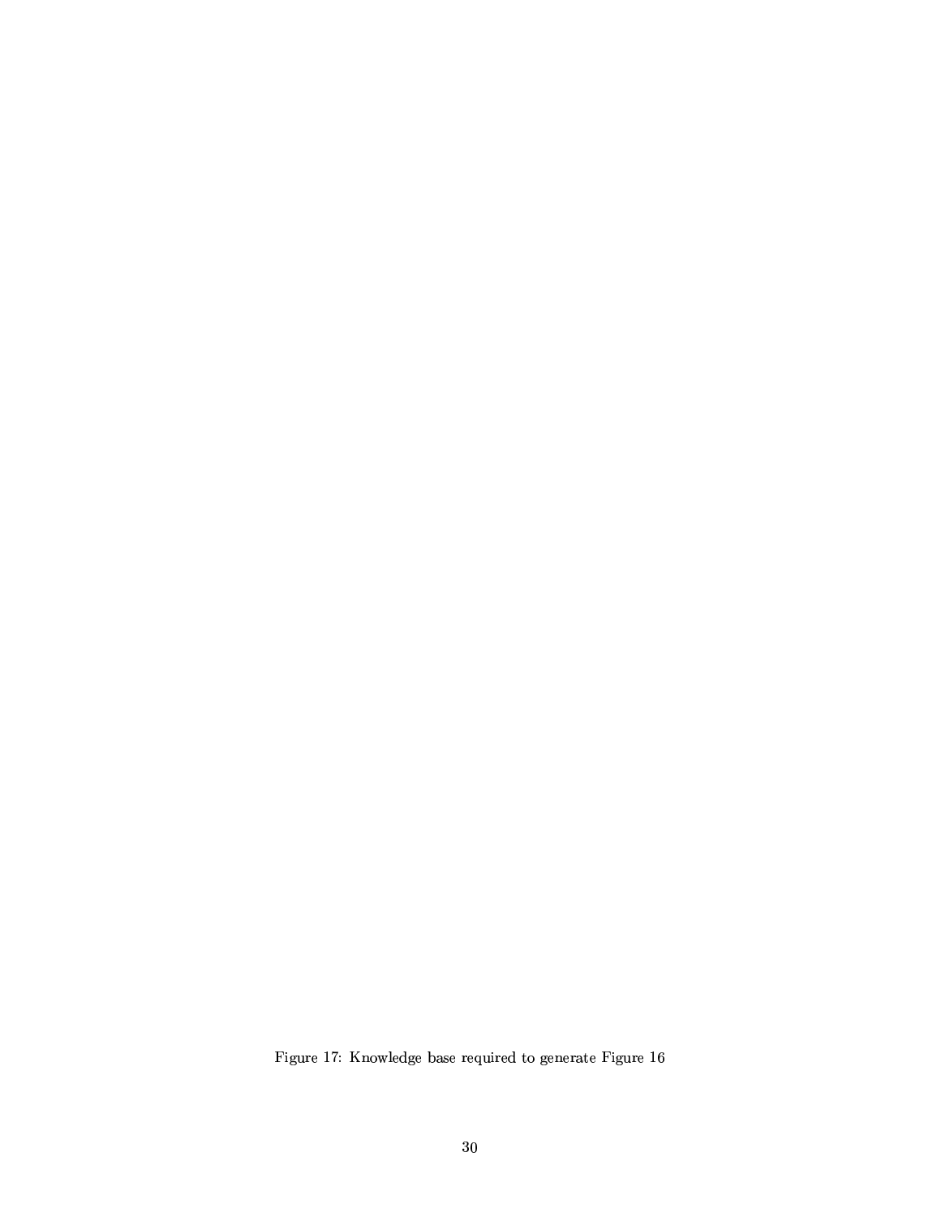Figure 17: Knowledge base required to generate Figure 16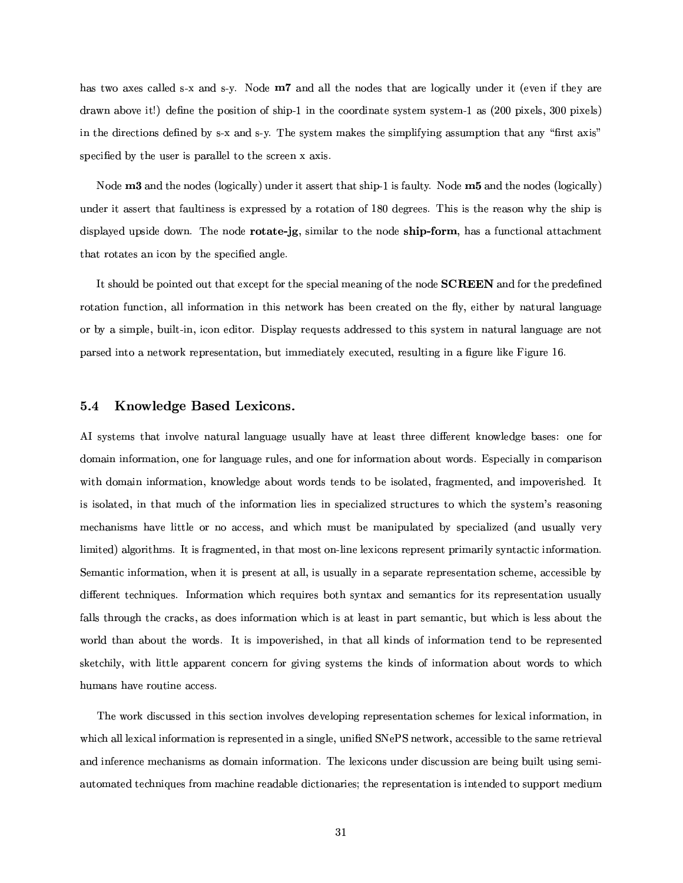has two axes called s-x and s-y. Node **m7** and all the nodes that are logically under it (even if they are drawn above it!) define the position of ship-1 in the coordinate system system-1 as (200 pixels, 300 pixels) in the directions defined by s-x and s-y. The system makes the simplifying assumption that any "first axis" specified by the user is parallel to the screen x axis.

Node **m3** and the nodes (logically) under it assert that ship-1 is faulty. Node **m5** and the nodes (logically) under it assert that faultiness is expressed by a rotation of 180 degrees. This is the reason why the ship is displayed upside down. The node **rotate-jg**, similar to the node **ship-form**, has a functional attachment that rotates an icon by the specified angle.

It should be pointed out that except for the special meaning of the node **SCREEN** and for the predefined rotation function, all information in this network has been created on the fly, either by natural language or by a simple, built-in, icon editor. Display requests addressed to this system in natural language are not parsed into a network representation, but immediately executed, resulting in a figure like Figure 16.

### 5.4 Knowledge Based Lexicons.

AI systems that involve natural language usually have at least three different knowledge bases: one for domain information, one for language rules, and one for information about words. Especially in comparison with domain information, knowledge about words tends to be isolated, fragmented, and impoverished. It is isolated, in that much of the information lies in specialized structures to which the system's reasoning mechanisms have little or no access, and which must be manipulated by specialized (and usually very limited) algorithms. It is fragmented, in that most on-line lexicons represent primarily syntactic information. Semantic information, when it is present at all, is usually in a separate representation scheme, accessible by different techniques. Information which requires both syntax and semantics for its representation usually falls through the cracks, as does information which is at least in part semantic, but which is less about the world than about the words. It is impoverished, in that all kinds of information tend to be represented sketchily, with little apparent concern for giving systems the kinds of information about words to which humans have routine access.

The work discussed in this section involves developing representation schemes for lexical information, in which all lexical information is represented in a single, unified SNePS network, accessible to the same retrieval and inference mechanisms as domain information. The lexicons under discussion are being built using semi-automated techniques from machine readable dictionaries; the representation is intended to support medium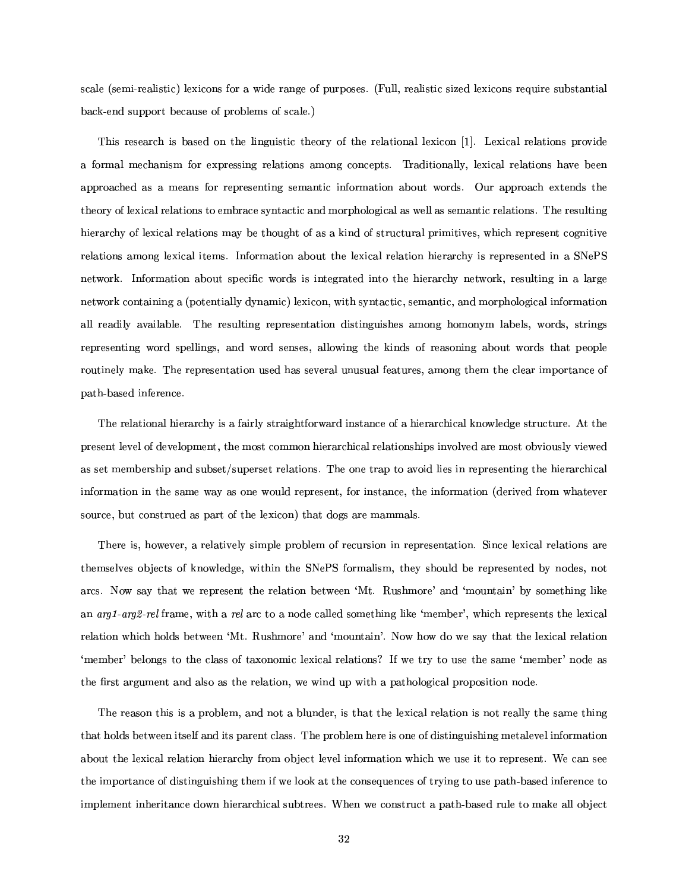scale (semi-realistic) lexicons for a wide range of purposes. (Full, realistic sized lexicons require substantial back-end support because of problems of scale.)

This research is based on the linguistic theory of the relational lexicon [1]. Lexical relations provide a formal mechanism for expressing relations among concepts. Traditionally, lexical relations have been approached as a means for representing semantic information about words. Our approach extends the theory of lexical relations to embrace syntactic and morphological as well as semantic relations. The resulting hierarchy of lexical relations may be thought of as a kind of structural primitives, which represent cognitive relations among lexical items. Information about the lexical relation hierarchy is represented in a SNePS network. Information about specific words is integrated into the hierarchy network, resulting in a large network containing a (potentially dynamic) lexicon, with syntactic, semantic, and morphological information all readily available. The resulting representation distinguishes among homonym labels, words, strings representing word spellings, and word senses, allowing the kinds of reasoning about words that people routinely make. The representation used has several unusual features, among them the clear importance of path-based inference.

The relational hierarchy is a fairly straightforward instance of a hierarchical knowledge structure. At the present level of development, the most common hierarchical relationships involved are most obviously viewed as set membership and subset/superset relations. The one trap to avoid lies in representing the hierarchical information in the same way as one would represent, for instance, the information (derived from whatever source, but construed as part of the lexicon) that dogs are mammals.

There is, however, a relatively simple problem of recursion in representation. Since lexical relations are themselves objects of knowledge, within the SNePS formalism, they should be represented by nodes, not arcs. Now say that we represent the relation between 'Mt. Rushmore' and 'mountain' by something like an *arg1-arg2-rel* frame, with a *rel* arc to a node called something like 'member', which represents the lexical relation which holds between 'Mt. Rushmore' and 'mountain'. Now how do we say that the lexical relation 'member' belongs to the class of taxonomic lexical relations? If we try to use the same 'member' node as the first argument and also as the relation, we wind up with a pathological proposition node.

The reason this is a problem, and not a blunder, is that the lexical relation is not really the same thing that holds between itself and its parent class. The problem here is one of distinguishing metalevel information about the lexical relation hierarchy from object level information which we use it to represent. We can see the importance of distinguishing them if we look at the consequences of trying to use path-based inference to implement inheritance down hierarchical subtrees. When we construct a path-based rule to make all object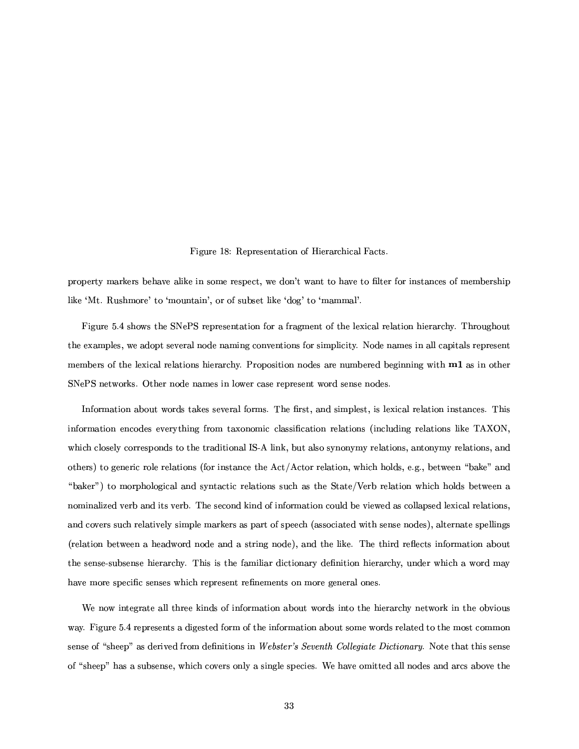Figure 18: Representation of Hierarchical Facts.

property markers behave alike in some respect, we don't want to have to filter for instances of membership like 'Mt. Rushmore' to 'mountain', or of subset like 'dog' to 'mammal'.

Figure 5.4 shows the SNePS representation for a fragment of the lexical relation hierarchy. Throughout the examples, we adopt several node naming conventions for simplicity. Node names in all capitals represent members of the lexical relations hierarchy. Proposition nodes are numbered beginning with **m1** as in other SNePS networks. Other node names in lower case represent word sense nodes.

Information about words takes several forms. The first, and simplest, is lexical relation instances. This information encodes everything from taxonomic classification relations (including relations like TAXON, which closely corresponds to the traditional IS-A link, but also synonymy relations, antonymy relations, and others) to generic role relations (for instance the Act/Actor relation, which holds, e.g., between "bake" and "baker") to morphological and syntactic relations such as the State/Verb relation which holds between a nominalized verb and its verb. The second kind of information could be viewed as collapsed lexical relations, and covers such relatively simple markers as part of speech (associated with sense nodes), alternate spellings (relation between a headword node and a string node), and the like. The third reflects information about the sense-subsense hierarchy. This is the familiar dictionary definition hierarchy, under which a word may have more specific senses which represent refinements on more general ones.

We now integrate all three kinds of information about words into the hierarchy network in the obvious way. Figure 5.4 represents a digested form of the information about some words related to the most common sense of "sheep" as derived from definitions in *Webster's Seventh Collegiate Dictionary.* Note that this sense of "sheep" has a subsense, which covers only a single species. We have omitted all nodes and arcs above the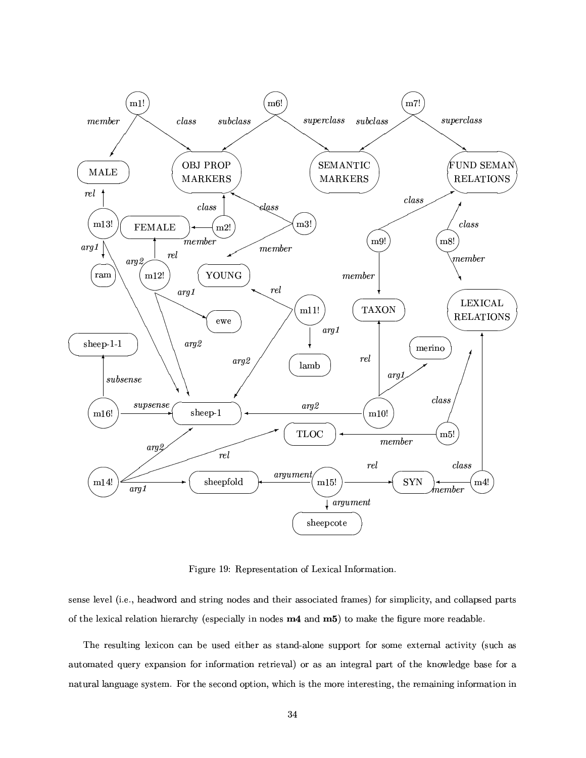Figure 19: Representation of Lexical Information.

sense level (i.e., headword and string nodes and their associated frames) for simplicity, and collapsed parts of the lexical relation hierarchy (especially in nodes **m4** and **m5**) to make the figure more readable.

The resulting lexicon can be used either as stand-alone support for some external activity (such as automated query expansion for information retrieval) or as an integral part of the knowledge base for a natural language system. For the second option, which is the more interesting, the remaining information in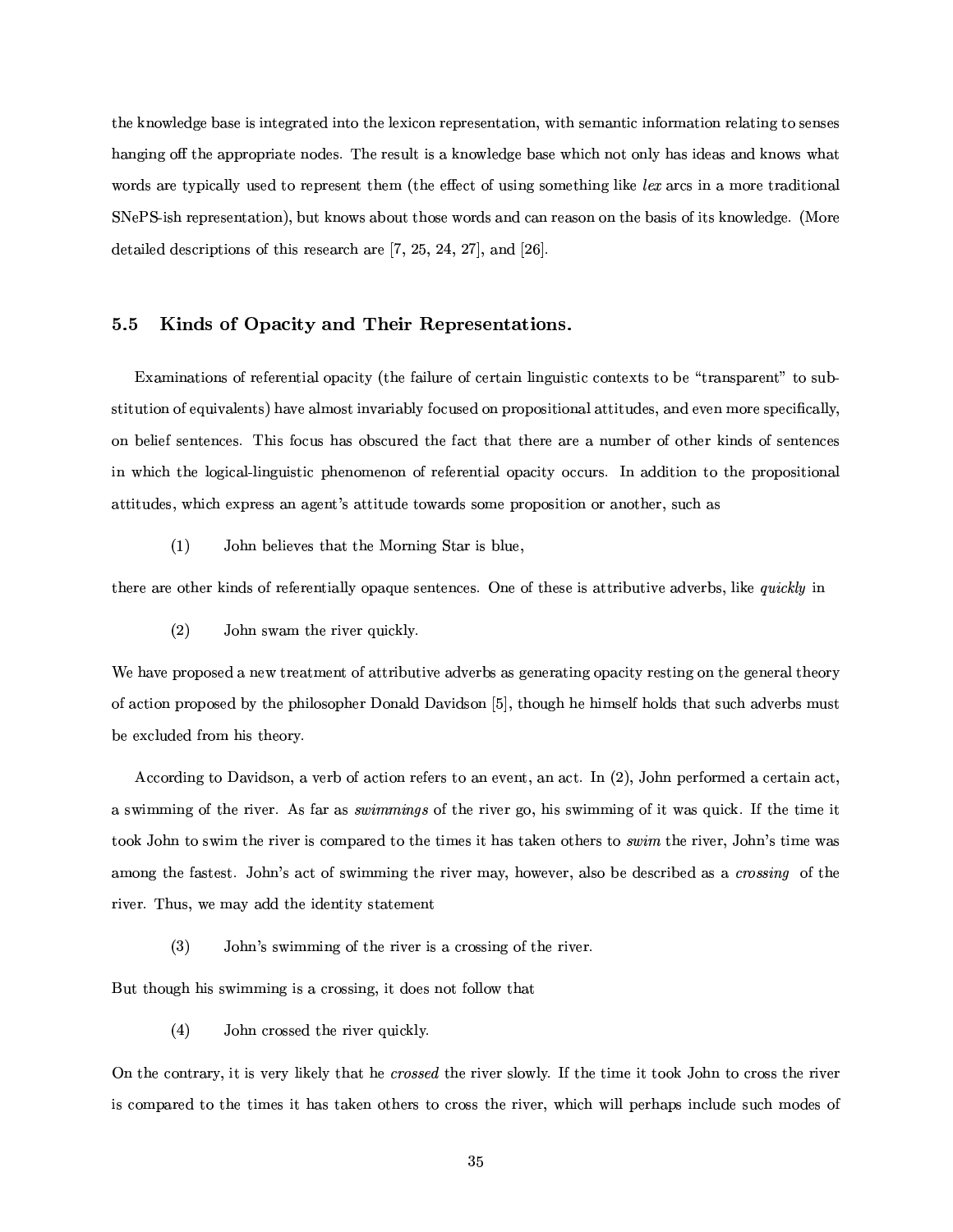the knowledge base is integrated into the lexicon representation, with semantic information relating to senses hanging off the appropriate nodes. The result is a knowledge base which not only has ideas and knows what words are typically used to represent them (the effect of using something like *lex* arcs in a more traditional SNePS-ish representation), but knows about those words and can reason on the basis of its knowledge. (More detailed descriptions of this research are [7, 25, 24, 27], and [26].

### 5.5 Kinds of Opacity and Their Representations.

Examinations of referential opacity (the failure of certain linguistic contexts to be "transparent" to substitution of equivalents) have almost invariably focused on propositional attitudes, and even more specifically, on belief sentences. This focus has obscured the fact that there are a number of other kinds of sentences in which the logical-linguistic phenomenon of referential opacity occurs. In addition to the propositional attitudes, which express an agent's attitude towards some proposition or another, such as

(1) John believes that the Morning Star is blue,

there are other kinds of referentially opaque sentences. One of these is attributive adverbs, like *quickly* in

(2) John swam the river quickly.

We have proposed a new treatment of attributive adverbs as generating opacity resting on the general theory of action proposed by the philosopher Donald Davidson [5], though he himself holds that such adverbs must be excluded from his theory.

According to Davidson, a verb of action refers to an event, an act. In (2), John performed a certain act, a swimming of the river. As far as *swimmings* of the river go, his swimming of it was quick. If the time it took John to swim the river is compared to the times it has taken others to *swim* the river, John's time was among the fastest. John's act of swimming the river may, however, also be described as a *crossing* of the river. Thus, we may add the identity statement

(3) John's swimming of the river is a crossing of the river.

But though his swimming is a crossing, it does not follow that

(4) John crossed the river quickly.

On the contrary, it is very likely that he *crossed* the river slowly. If the time it took John to cross the river is compared to the times it has taken others to cross the river, which will perhaps include such modes of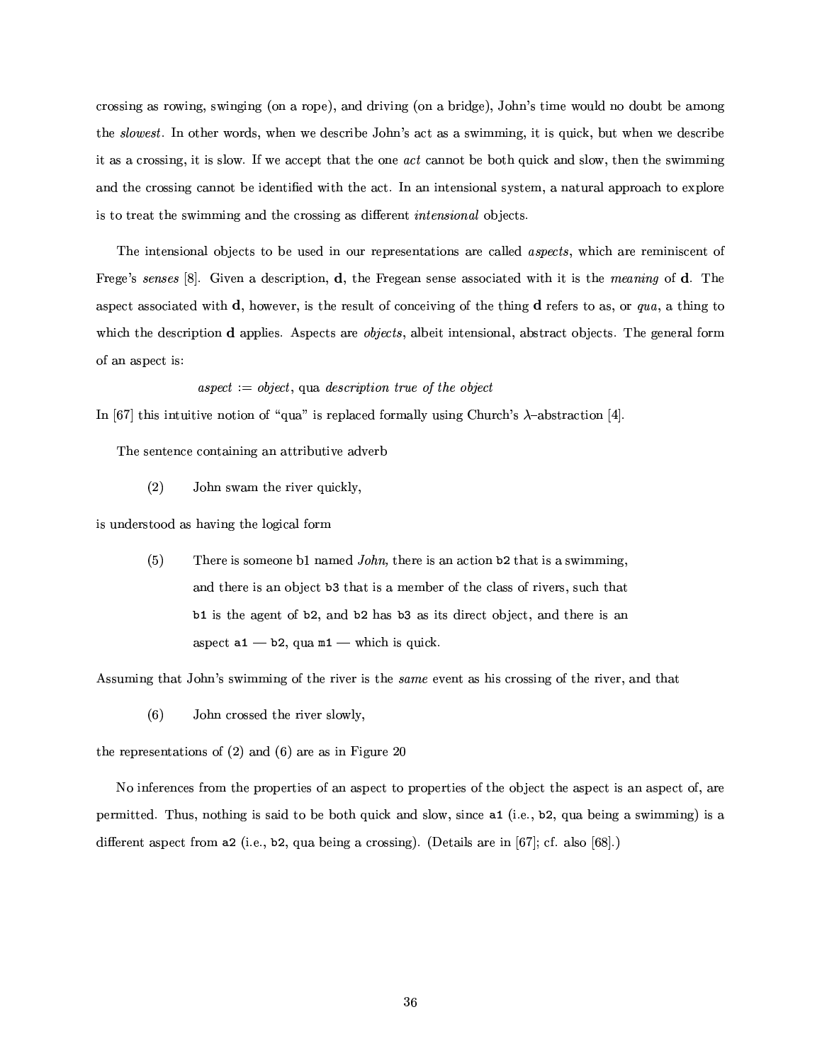crossing as rowing, swinging (on a rope), and driving (on a bridge), John's time would no doubt be among the *slowest*. In other words, when we describe John's act as a swimming, it is quick, but when we describe it as a crossing, it is slow. If we accept that the one *act* cannot be both quick and slow, then the swimming and the crossing cannot be identified with the act. In an intensional system, a natural approach to explore is to treat the swimming and the crossing as different *intensional* objects.

The intensional objects to be used in our representations are called *aspects*, which are reminiscent of Frege's *senses* [8]. Given a description, **d**, the Fregean sense associated with it is the *meaning* of **d**. The aspect associated with **d**, however, is the result of conceiving of the thing **d** refers to as, or *qua*, a thing to which the description **d** applies. Aspects are *objects*, albeit intensional, abstract objects. The general form of an aspect is:

*aspect* := *object*, qua *description true of the object*

In [67] this intuitive notion of "qua" is replaced formally using Church's $\lambda$–abstraction [4].

The sentence containing an attributive adverb

(2) John swam the river quickly,

is understood as having the logical form

(5) There is someone b1 named *John,* there is an action `b2` that is a swimming, and there is an object `b3` that is a member of the class of rivers, such that `b1` is the agent of `b2`, and `b2` has `b3` as its direct object, and there is an aspect `a1` — `b2`, qua `m1` — which is quick.

Assuming that John's swimming of the river is the *same* event as his crossing of the river, and that

(6) John crossed the river slowly,

the representations of (2) and (6) are as in Figure 20

No inferences from the properties of an aspect to properties of the object the aspect is an aspect of, are permitted. Thus, nothing is said to be both quick and slow, since `a1` (i.e., `b2`, qua being a swimming) is a different aspect from `a2` (i.e., `b2`, qua being a crossing). (Details are in [67]; cf. also [68].)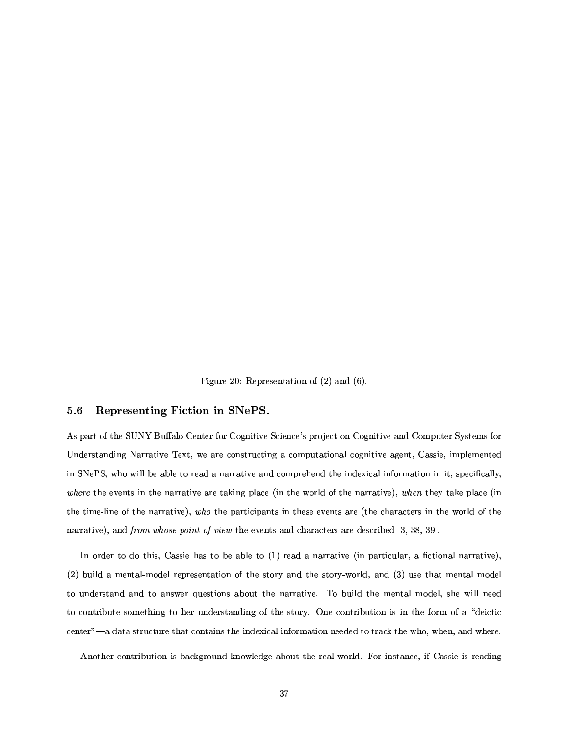Figure 20: Representation of (2) and (6).

## 5.6 Representing Fiction in SNePS.

As part of the SUNY Buffalo Center for Cognitive Science's project on Cognitive and Computer Systems for Understanding Narrative Text, we are constructing a computational cognitive agent, Cassie, implemented in SNePS, who will be able to read a narrative and comprehend the indexical information in it, specifically, *where* the events in the narrative are taking place (in the world of the narrative), *when* they take place (in the time-line of the narrative), *who* the participants in these events are (the characters in the world of the narrative), and *from whose point of view* the events and characters are described [3, 38, 39].

In order to do this, Cassie has to be able to (1) read a narrative (in particular, a fictional narrative), (2) build a mental-model representation of the story and the story-world, and (3) use that mental model to understand and to answer questions about the narrative. To build the mental model, she will need to contribute something to her understanding of the story. One contribution is in the form of a "deictic center"—a data structure that contains the indexical information needed to track the who, when, and where.

Another contribution is background knowledge about the real world. For instance, if Cassie is reading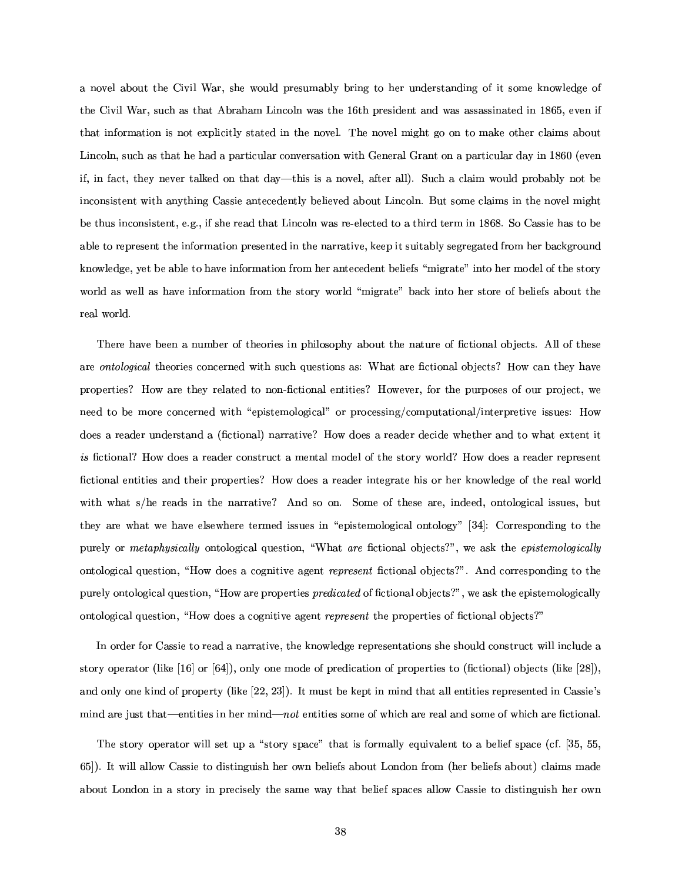a novel about the Civil War, she would presumably bring to her understanding of it some knowledge of the Civil War, such as that Abraham Lincoln was the 16th president and was assassinated in 1865, even if that information is not explicitly stated in the novel. The novel might go on to make other claims about Lincoln, such as that he had a particular conversation with General Grant on a particular day in 1860 (even if, in fact, they never talked on that day—this is a novel, after all). Such a claim would probably not be inconsistent with anything Cassie antecedently believed about Lincoln. But some claims in the novel might be thus inconsistent, e.g., if she read that Lincoln was re-elected to a third term in 1868. So Cassie has to be able to represent the information presented in the narrative, keep it suitably segregated from her background knowledge, yet be able to have information from her antecedent beliefs "migrate" into her model of the story world as well as have information from the story world "migrate" back into her store of beliefs about the real world.

There have been a number of theories in philosophy about the nature of fictional objects. All of these are *ontological* theories concerned with such questions as: What are fictional objects? How can they have properties? How are they related to non-fictional entities? However, for the purposes of our project, we need to be more concerned with "epistemological" or processing/computational/interpretive issues: How does a reader understand a (fictional) narrative? How does a reader decide whether and to what extent it *is* fictional? How does a reader construct a mental model of the story world? How does a reader represent fictional entities and their properties? How does a reader integrate his or her knowledge of the real world with what s/he reads in the narrative? And so on. Some of these are, indeed, ontological issues, but they are what we have elsewhere termed issues in "epistemological ontology" [34]: Corresponding to the purely or *metaphysically* ontological question, "What *are* fictional objects?", we ask the *epistemologically* ontological question, "How does a cognitive agent *represent* fictional objects?". And corresponding to the purely ontological question, "How are properties *predicated* of fictional objects?", we ask the epistemologically ontological question, "How does a cognitive agent *represent* the properties of fictional objects?"

In order for Cassie to read a narrative, the knowledge representations she should construct will include a story operator (like [16] or [64]), only one mode of predication of properties to (fictional) objects (like [28]), and only one kind of property (like [22, 23]). It must be kept in mind that all entities represented in Cassie's mind are just that—entities in her mind—*not* entities some of which are real and some of which are fictional.

The story operator will set up a "story space" that is formally equivalent to a belief space (cf. [35, 55, 65]). It will allow Cassie to distinguish her own beliefs about London from (her beliefs about) claims made about London in a story in precisely the same way that belief spaces allow Cassie to distinguish her own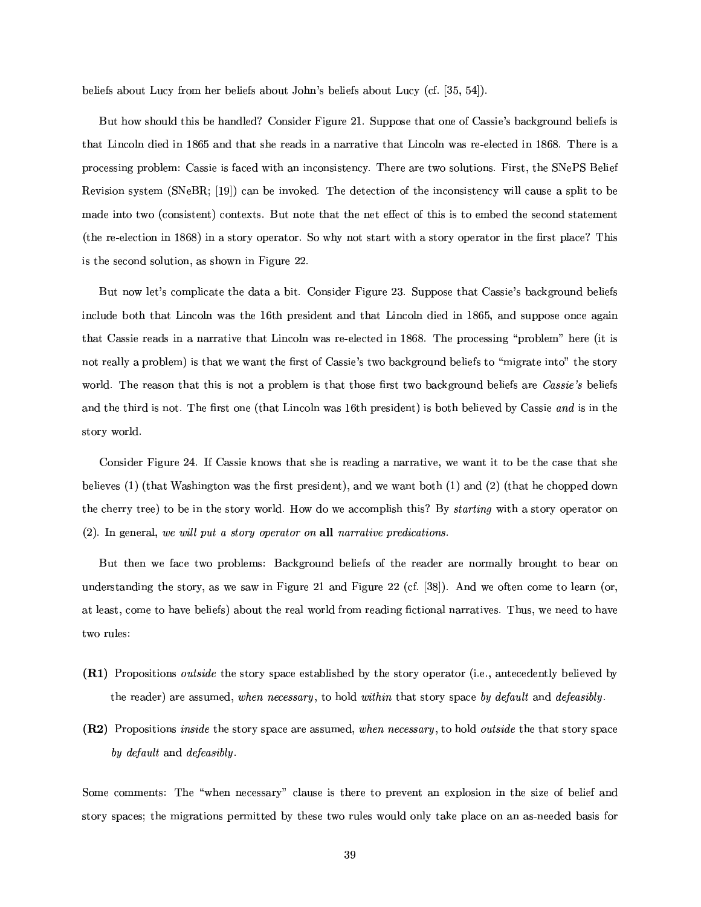beliefs about Lucy from her beliefs about John's beliefs about Lucy (cf. [35, 54]).

But how should this be handled? Consider Figure 21. Suppose that one of Cassie's background beliefs is that Lincoln died in 1865 and that she reads in a narrative that Lincoln was re-elected in 1868. There is a processing problem: Cassie is faced with an inconsistency. There are two solutions. First, the SNePS Belief Revision system (SNeBR; [19]) can be invoked. The detection of the inconsistency will cause a split to be made into two (consistent) contexts. But note that the net effect of this is to embed the second statement (the re-election in 1868) in a story operator. So why not start with a story operator in the first place? This is the second solution, as shown in Figure 22.

But now let's complicate the data a bit. Consider Figure 23. Suppose that Cassie's background beliefs include both that Lincoln was the 16th president and that Lincoln died in 1865, and suppose once again that Cassie reads in a narrative that Lincoln was re-elected in 1868. The processing "problem" here (it is not really a problem) is that we want the first of Cassie's two background beliefs to "migrate into" the story world. The reason that this is not a problem is that those first two background beliefs are *Cassie's* beliefs and the third is not. The first one (that Lincoln was 16th president) is both believed by Cassie *and* is in the story world.

Consider Figure 24. If Cassie knows that she is reading a narrative, we want it to be the case that she believes (1) (that Washington was the first president), and we want both (1) and (2) (that he chopped down the cherry tree) to be in the story world. How do we accomplish this? By *starting* with a story operator on (2). In general, *we will put a story operator on* **all** *narrative predications.*

But then we face two problems: Background beliefs of the reader are normally brought to bear on understanding the story, as we saw in Figure 21 and Figure 22 (cf. [38]). And we often come to learn (or, at least, come to have beliefs) about the real world from reading fictional narratives. Thus, we need to have two rules:

**(R1)** Propositions *outside* the story space established by the story operator (i.e., antecedently believed by the reader) are assumed, *when necessary*, to hold *within* that story space *by default* and *defeasibly*.

**(R2)** Propositions *inside* the story space are assumed, *when necessary*, to hold *outside* the that story space *by default* and *defeasibly*.

Some comments: The "when necessary" clause is there to prevent an explosion in the size of belief and story spaces; the migrations permitted by these two rules would only take place on an as-needed basis for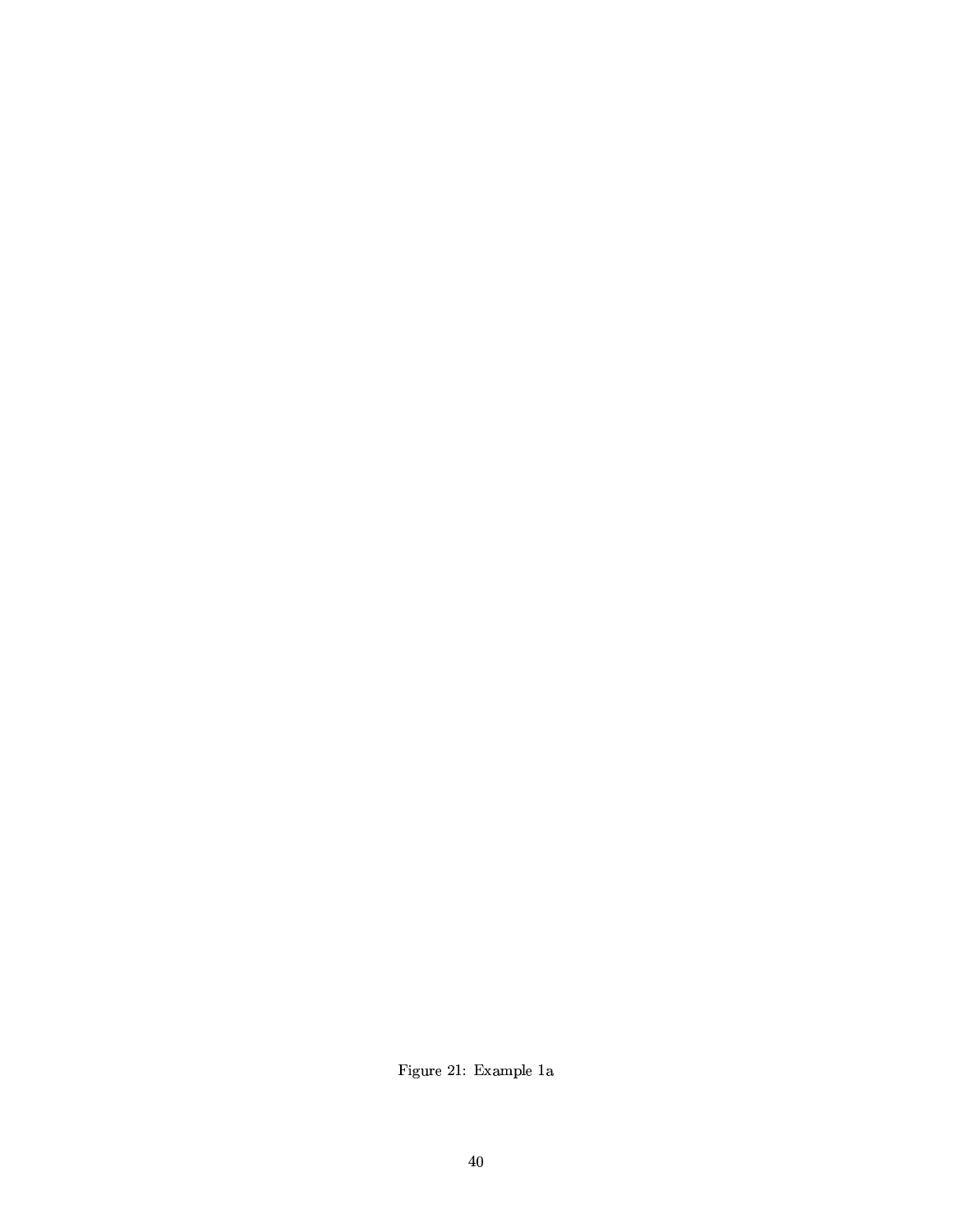Figure 21: Example 1a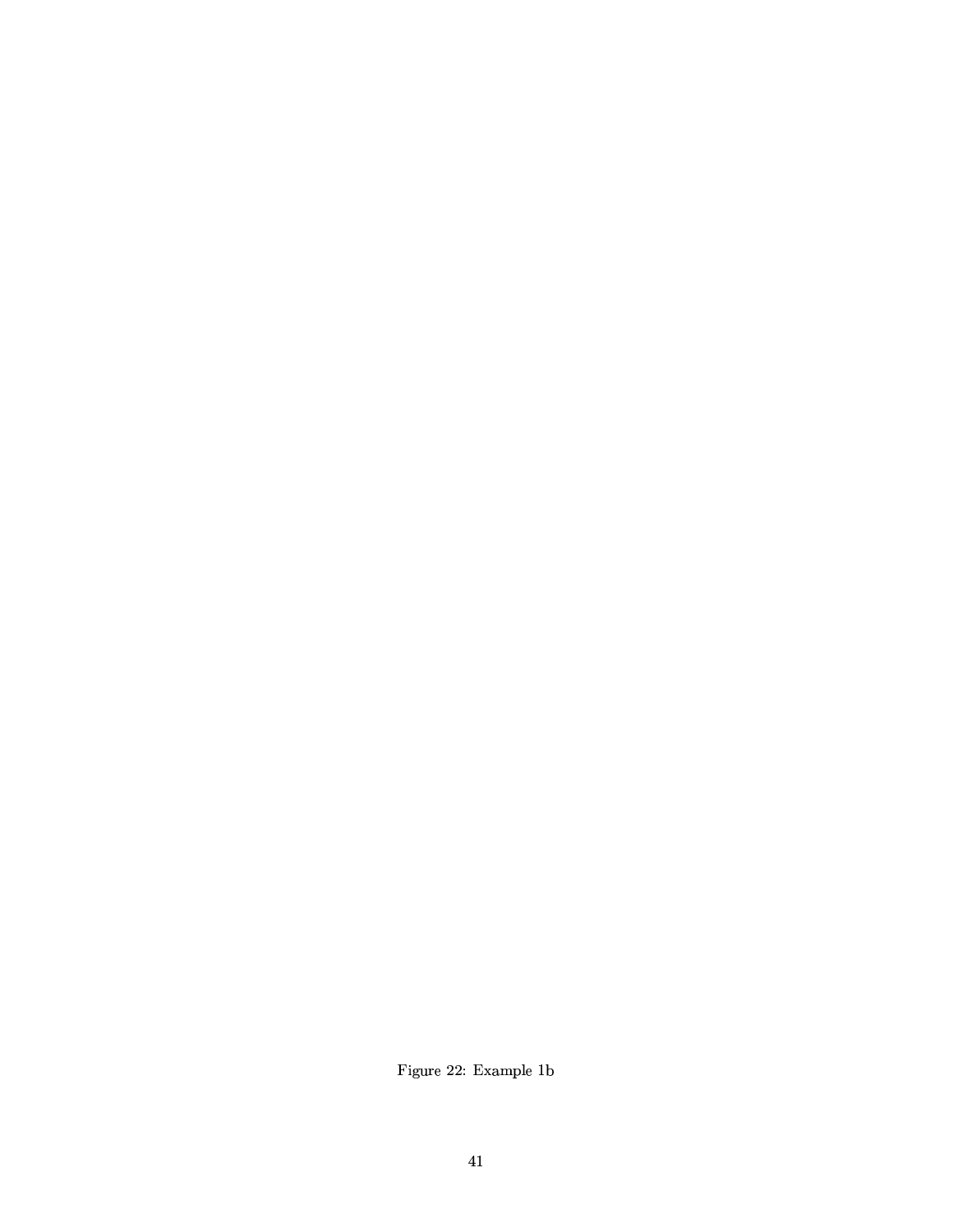Figure 22: Example 1b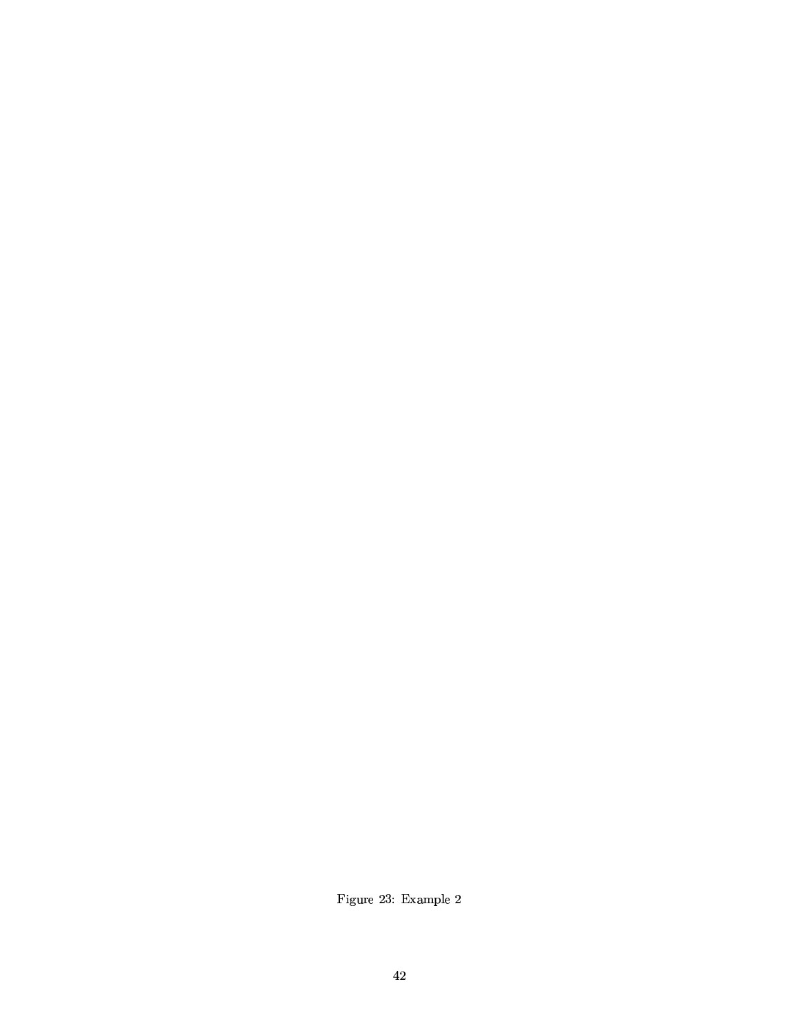Figure 23: Example 2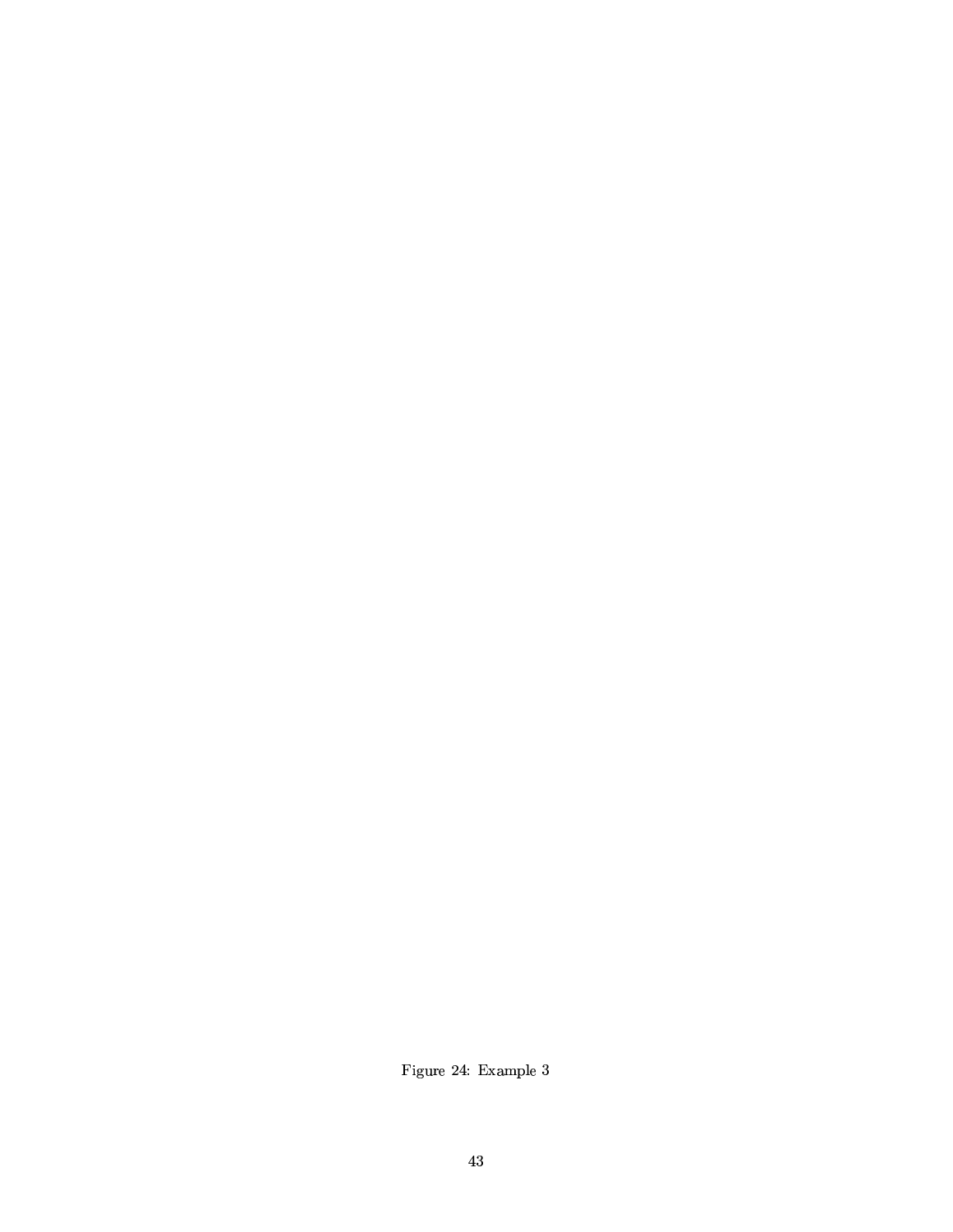Figure 24: Example 3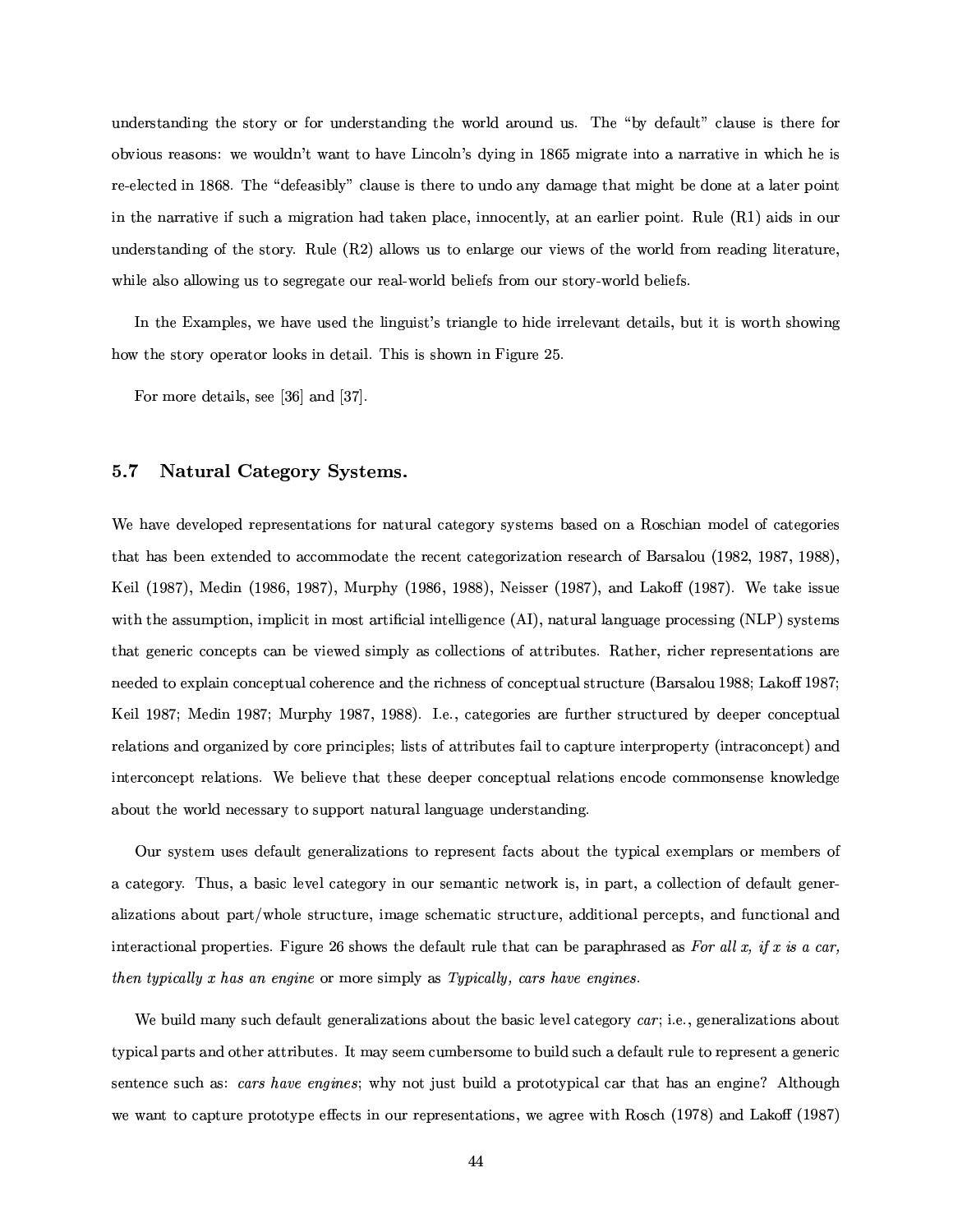understanding the story or for understanding the world around us. The "by default" clause is there for obvious reasons: we wouldn't want to have Lincoln's dying in 1865 migrate into a narrative in which he is re-elected in 1868. The "defeasibly" clause is there to undo any damage that might be done at a later point in the narrative if such a migration had taken place, innocently, at an earlier point. Rule (R1) aids in our understanding of the story. Rule (R2) allows us to enlarge our views of the world from reading literature, while also allowing us to segregate our real-world beliefs from our story-world beliefs.

In the Examples, we have used the linguist's triangle to hide irrelevant details, but it is worth showing how the story operator looks in detail. This is shown in Figure 25.

For more details, see [36] and [37].

### 5.7 Natural Category Systems.

We have developed representations for natural category systems based on a Roschian model of categories that has been extended to accommodate the recent categorization research of Barsalou (1982, 1987, 1988), Keil (1987), Medin (1986, 1987), Murphy (1986, 1988), Neisser (1987), and Lakoff (1987). We take issue with the assumption, implicit in most artificial intelligence (AI), natural language processing (NLP) systems that generic concepts can be viewed simply as collections of attributes. Rather, richer representations are needed to explain conceptual coherence and the richness of conceptual structure (Barsalou 1988; Lakoff 1987; Keil 1987; Medin 1987; Murphy 1987, 1988). I.e., categories are further structured by deeper conceptual relations and organized by core principles; lists of attributes fail to capture interproperty (intraconcept) and interconcept relations. We believe that these deeper conceptual relations encode commonsense knowledge about the world necessary to support natural language understanding.

Our system uses default generalizations to represent facts about the typical exemplars or members of a category. Thus, a basic level category in our semantic network is, in part, a collection of default generalizations about part/whole structure, image schematic structure, additional percepts, and functional and interactional properties. Figure 26 shows the default rule that can be paraphrased as *For all x, if x is a car, then typically x has an engine* or more simply as *Typically, cars have engines.*

We build many such default generalizations about the basic level category *car*; i.e., generalizations about typical parts and other attributes. It may seem cumbersome to build such a default rule to represent a generic sentence such as: *cars have engines*; why not just build a prototypical car that has an engine? Although we want to capture prototype effects in our representations, we agree with Rosch (1978) and Lakoff (1987)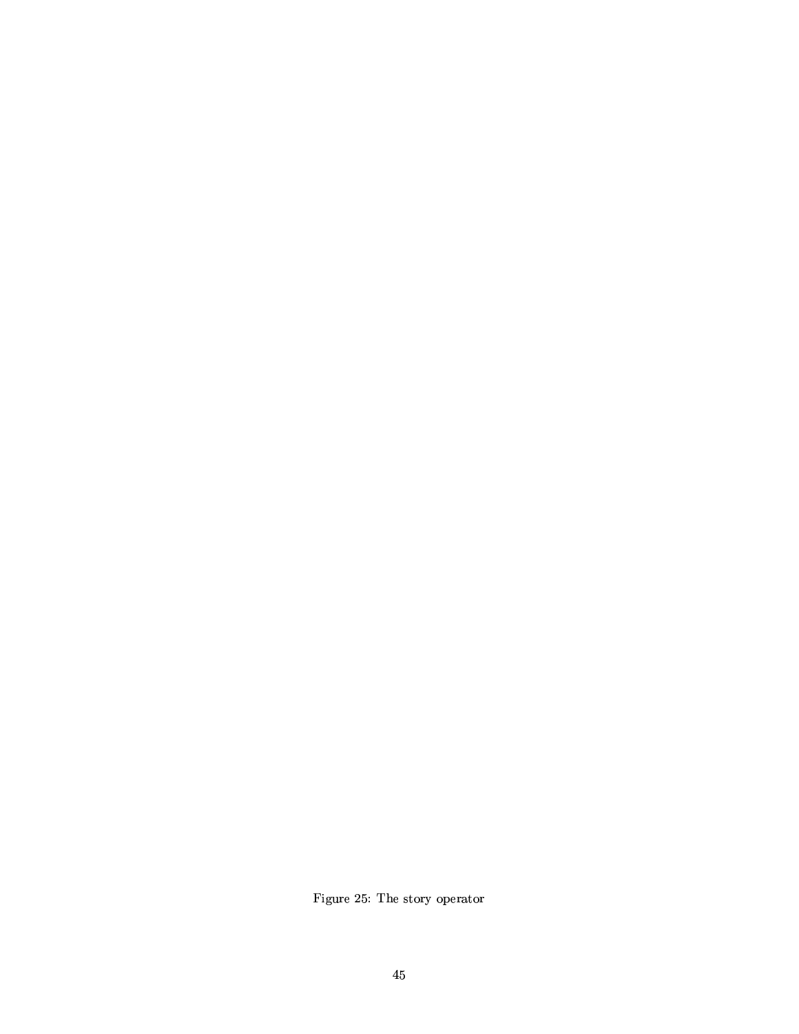Figure 25: The story operator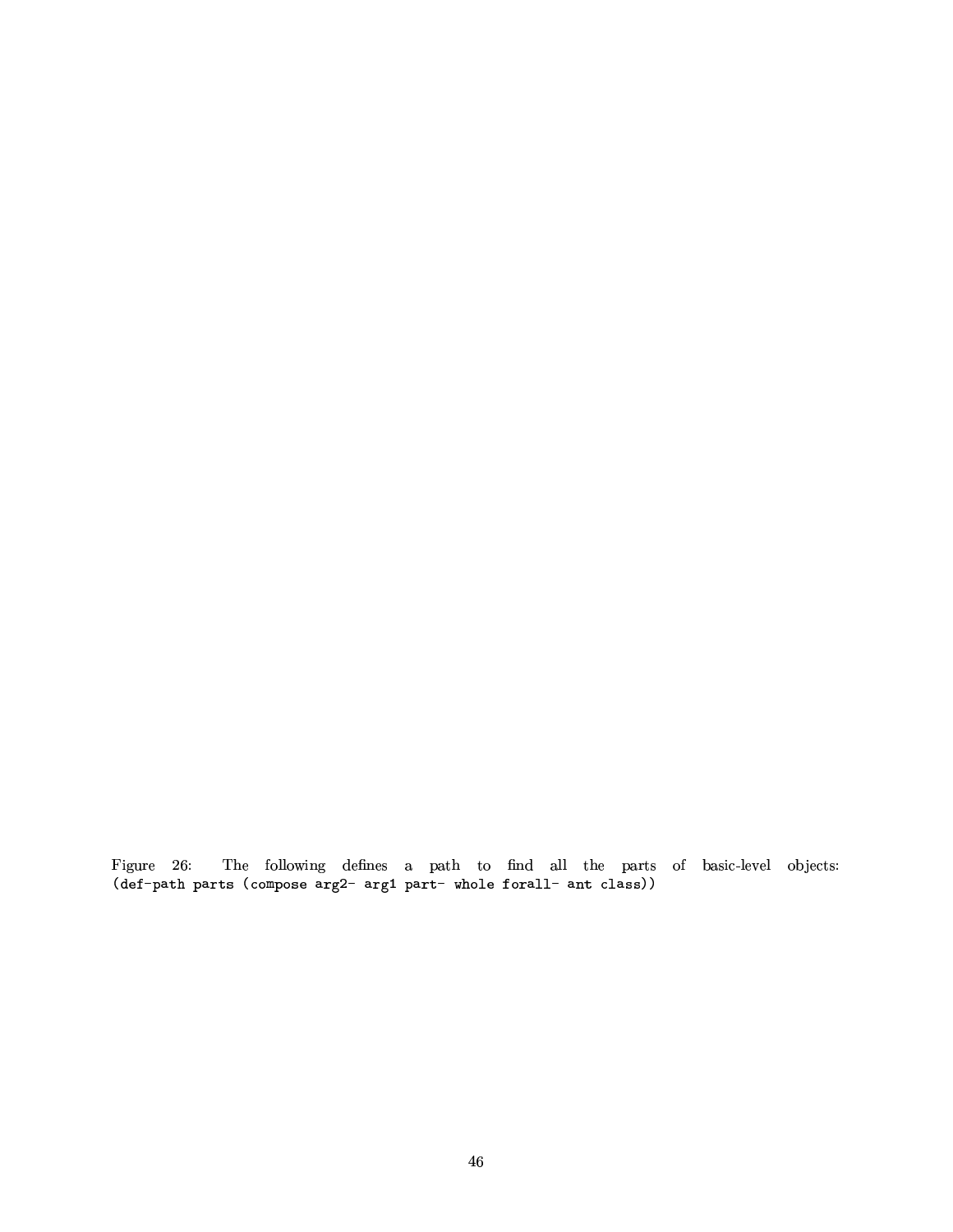Figure 26: The following defines a path to find all the parts of basic-level objects: `(def-path parts (compose arg2- arg1 part- whole forall- ant class))`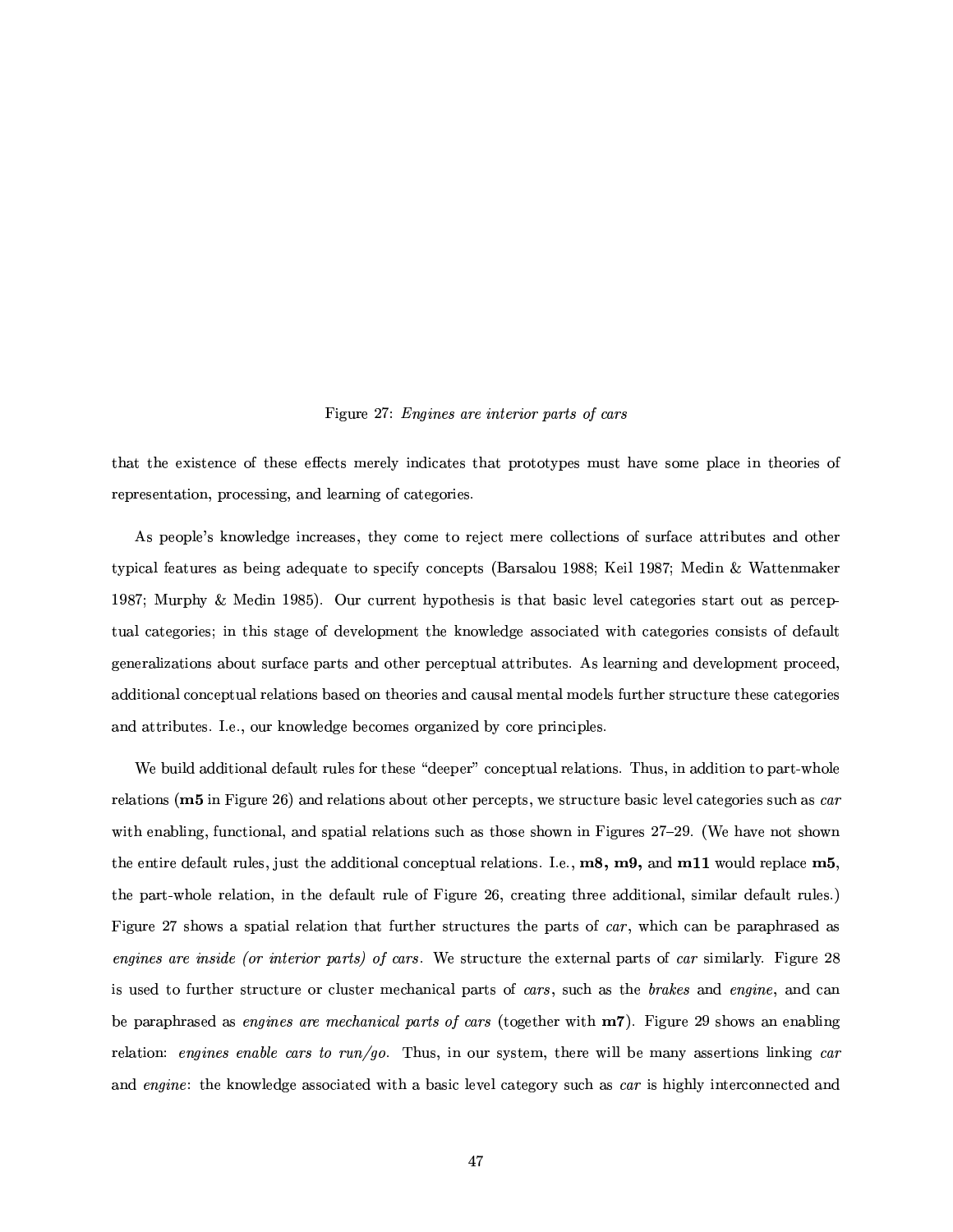Figure 27: *Engines are interior parts of cars*

that the existence of these effects merely indicates that prototypes must have some place in theories of representation, processing, and learning of categories.

As people's knowledge increases, they come to reject mere collections of surface attributes and other typical features as being adequate to specify concepts (Barsalou 1988; Keil 1987; Medin & Wattenmaker 1987; Murphy & Medin 1985). Our current hypothesis is that basic level categories start out as perceptual categories; in this stage of development the knowledge associated with categories consists of default generalizations about surface parts and other perceptual attributes. As learning and development proceed, additional conceptual relations based on theories and causal mental models further structure these categories and attributes. I.e., our knowledge becomes organized by core principles.

We build additional default rules for these "deeper" conceptual relations. Thus, in addition to part-whole relations (**m5** in Figure 26) and relations about other percepts, we structure basic level categories such as *car* with enabling, functional, and spatial relations such as those shown in Figures 27–29. (We have not shown the entire default rules, just the additional conceptual relations. I.e., **m8, m9,** and **m11** would replace **m5**, the part-whole relation, in the default rule of Figure 26, creating three additional, similar default rules.) Figure 27 shows a spatial relation that further structures the parts of *car*, which can be paraphrased as *engines are inside (or interior parts) of cars*. We structure the external parts of *car* similarly. Figure 28 is used to further structure or cluster mechanical parts of *cars*, such as the *brakes* and *engine*, and can be paraphrased as *engines are mechanical parts of cars* (together with **m7**). Figure 29 shows an enabling relation: *engines enable cars to run/go*. Thus, in our system, there will be many assertions linking *car* and *engine*: the knowledge associated with a basic level category such as *car* is highly interconnected and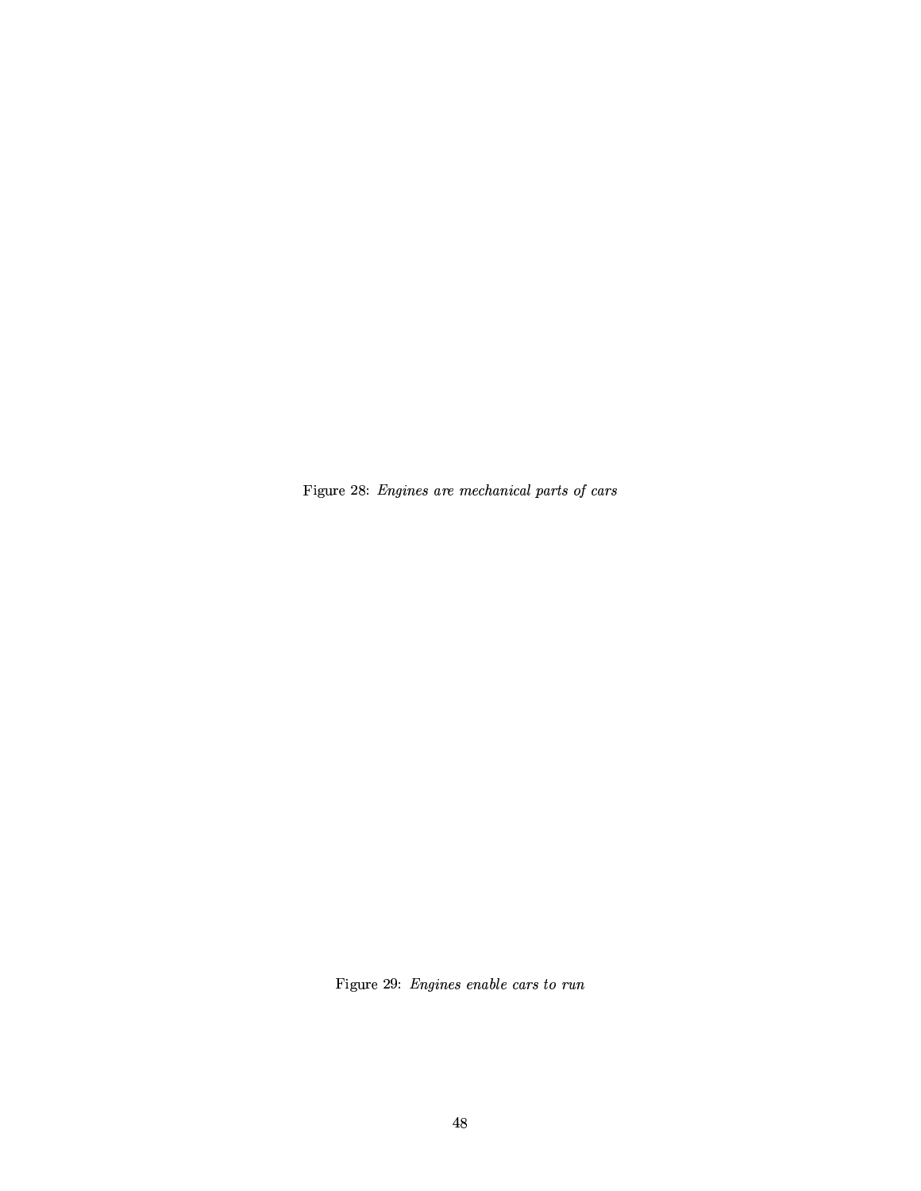Figure 28: *Engines are mechanical parts of cars*

Figure 29: *Engines enable cars to run*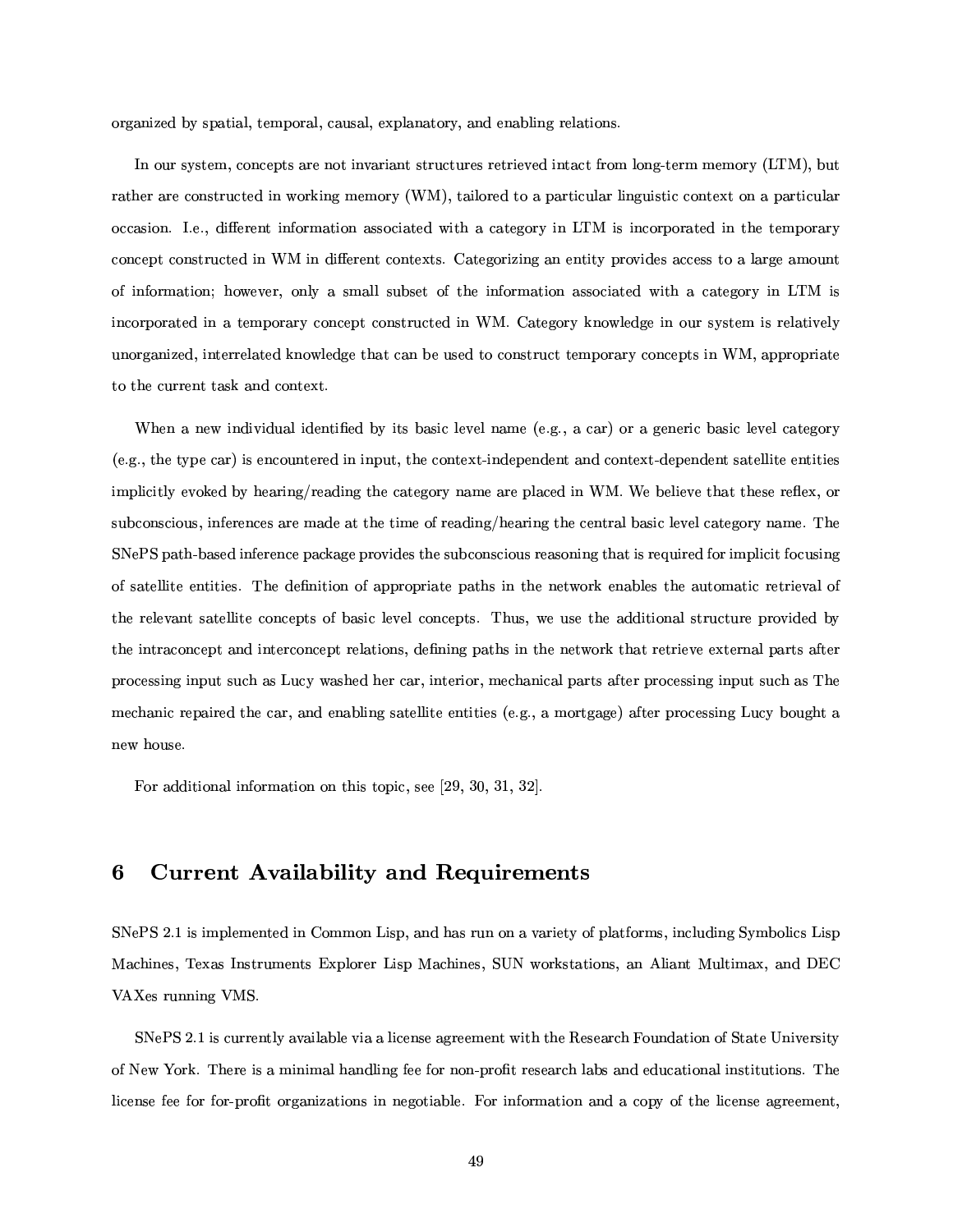organized by spatial, temporal, causal, explanatory, and enabling relations.

In our system, concepts are not invariant structures retrieved intact from long-term memory (LTM), but rather are constructed in working memory (WM), tailored to a particular linguistic context on a particular occasion. I.e., different information associated with a category in LTM is incorporated in the temporary concept constructed in WM in different contexts. Categorizing an entity provides access to a large amount of information; however, only a small subset of the information associated with a category in LTM is incorporated in a temporary concept constructed in WM. Category knowledge in our system is relatively unorganized, interrelated knowledge that can be used to construct temporary concepts in WM, appropriate to the current task and context.

When a new individual identified by its basic level name (e.g., a car) or a generic basic level category (e.g., the type car) is encountered in input, the context-independent and context-dependent satellite entities implicitly evoked by hearing/reading the category name are placed in WM. We believe that these reflex, or subconscious, inferences are made at the time of reading/hearing the central basic level category name. The SNePS path-based inference package provides the subconscious reasoning that is required for implicit focusing of satellite entities. The definition of appropriate paths in the network enables the automatic retrieval of the relevant satellite concepts of basic level concepts. Thus, we use the additional structure provided by the intraconcept and interconcept relations, defining paths in the network that retrieve external parts after processing input such as Lucy washed her car, interior, mechanical parts after processing input such as The mechanic repaired the car, and enabling satellite entities (e.g., a mortgage) after processing Lucy bought a new house.

For additional information on this topic, see [29, 30, 31, 32].

# 6 Current Availability and Requirements

SNePS 2.1 is implemented in Common Lisp, and has run on a variety of platforms, including Symbolics Lisp Machines, Texas Instruments Explorer Lisp Machines, SUN workstations, an Aliant Multimax, and DEC VAXes running VMS.

SNePS 2.1 is currently available via a license agreement with the Research Foundation of State University of New York. There is a minimal handling fee for non-profit research labs and educational institutions. The license fee for for-profit organizations in negotiable. For information and a copy of the license agreement,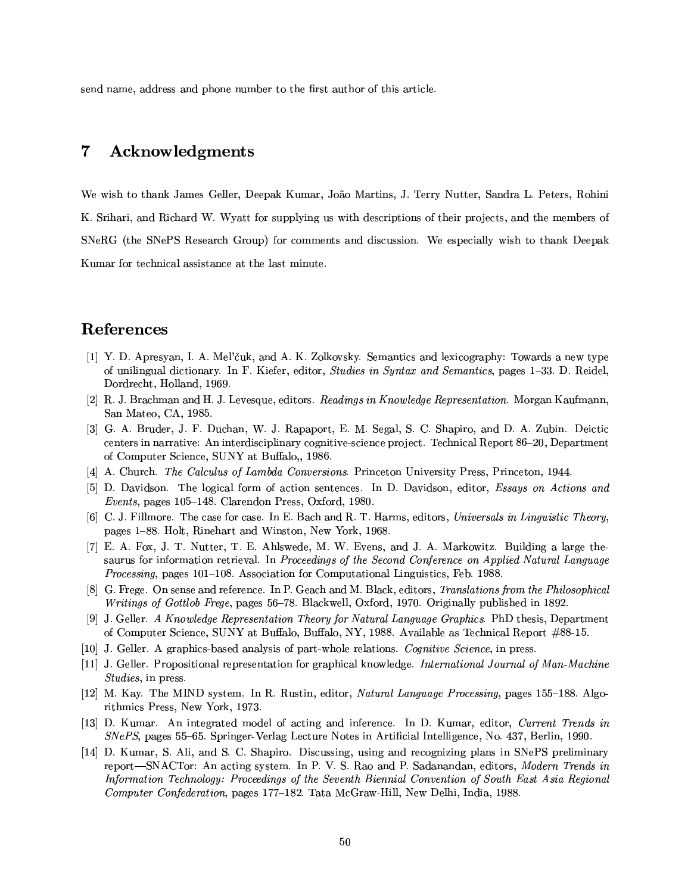send name, address and phone number to the first author of this article.

## 7 Acknowledgments

We wish to thank James Geller, Deepak Kumar, João Martins, J. Terry Nutter, Sandra L. Peters, Rohini K. Srihari, and Richard W. Wyatt for supplying us with descriptions of their projects, and the members of SNeRG (the SNePS Research Group) for comments and discussion. We especially wish to thank Deepak Kumar for technical assistance at the last minute.

## References

[1] Y. D. Apresyan, I. A. Mel'čuk, and A. K. Zolkovsky. Semantics and lexicography: Towards a new type of unilingual dictionary. In F. Kiefer, editor, *Studies in Syntax and Semantics*, pages 1–33. D. Reidel, Dordrecht, Holland, 1969.

[2] R. J. Brachman and H. J. Levesque, editors. *Readings in Knowledge Representation.* Morgan Kaufmann, San Mateo, CA, 1985.

[3] G. A. Bruder, J. F. Duchan, W. J. Rapaport, E. M. Segal, S. C. Shapiro, and D. A. Zubin. Deictic centers in narrative: An interdisciplinary cognitive-science project. Technical Report 86–20, Department of Computer Science, SUNY at Buffalo,, 1986.

[4] A. Church. *The Calculus of Lambda Conversions*. Princeton University Press, Princeton, 1944.

[5] D. Davidson. The logical form of action sentences. In D. Davidson, editor, *Essays on Actions and Events*, pages 105–148. Clarendon Press, Oxford, 1980.

[6] C. J. Fillmore. The case for case. In E. Bach and R. T. Harms, editors, *Universals in Linguistic Theory*, pages 1–88. Holt, Rinehart and Winston, New York, 1968.

[7] E. A. Fox, J. T. Nutter, T. E. Ahlswede, M. W. Evens, and J. A. Markowitz. Building a large thesaurus for information retrieval. In *Proceedings of the Second Conference on Applied Natural Language Processing*, pages 101–108. Association for Computational Linguistics, Feb. 1988.

[8] G. Frege. On sense and reference. In P. Geach and M. Black, editors, *Translations from the Philosophical Writings of Gottlob Frege*, pages 56–78. Blackwell, Oxford, 1970. Originally published in 1892.

[9] J. Geller. *A Knowledge Representation Theory for Natural Language Graphics*. PhD thesis, Department of Computer Science, SUNY at Buffalo, Buffalo, NY, 1988. Available as Technical Report #88-15.

[10] J. Geller. A graphics-based analysis of part-whole relations. *Cognitive Science*, in press.

[11] J. Geller. Propositional representation for graphical knowledge. *International Journal of Man-Machine Studies*, in press.

[12] M. Kay. The MIND system. In R. Rustin, editor, *Natural Language Processing*, pages 155–188. Algorithmics Press, New York, 1973.

[13] D. Kumar. An integrated model of acting and inference. In D. Kumar, editor, *Current Trends in SNePS*, pages 55–65. Springer-Verlag Lecture Notes in Artificial Intelligence, No. 437, Berlin, 1990.

[14] D. Kumar, S. Ali, and S. C. Shapiro. Discussing, using and recognizing plans in SNePS preliminary report—SNACTor: An acting system. In P. V. S. Rao and P. Sadanandan, editors, *Modern Trends in Information Technology: Proceedings of the Seventh Biennial Convention of South East Asia Regional Computer Confederation*, pages 177–182. Tata McGraw-Hill, New Delhi, India, 1988.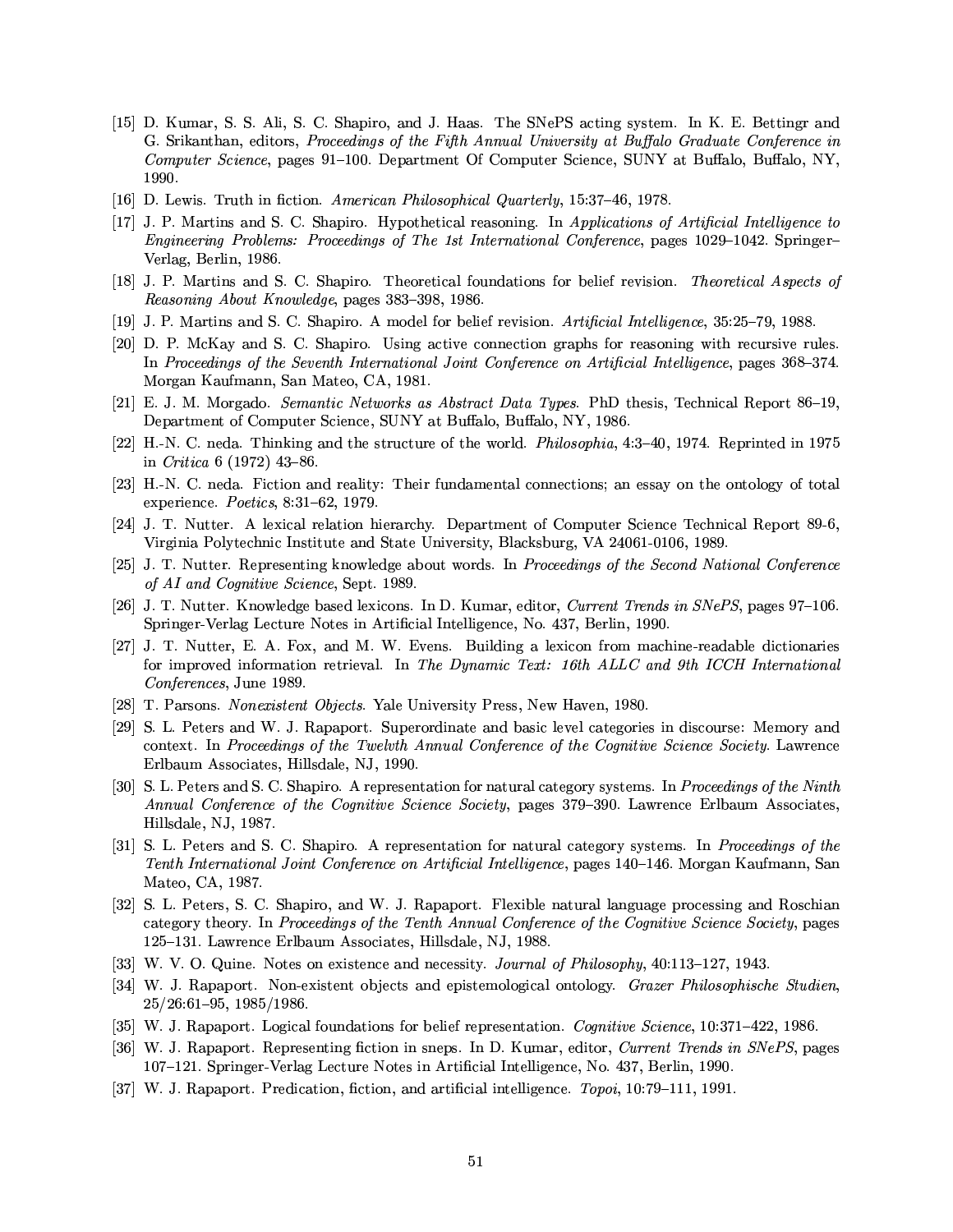[15] D. Kumar, S. S. Ali, S. C. Shapiro, and J. Haas. The SNePS acting system. In K. E. Bettingr and G. Srikanthan, editors, *Proceedings of the Fifth Annual University at Buffalo Graduate Conference in Computer Science*, pages 91–100. Department Of Computer Science, SUNY at Buffalo, Buffalo, NY, 1990.

[16] D. Lewis. Truth in fiction. *American Philosophical Quarterly*, 15:37–46, 1978.

[17] J. P. Martins and S. C. Shapiro. Hypothetical reasoning. In *Applications of Artificial Intelligence to Engineering Problems: Proceedings of The 1st International Conference*, pages 1029–1042. Springer–Verlag, Berlin, 1986.

[18] J. P. Martins and S. C. Shapiro. Theoretical foundations for belief revision. *Theoretical Aspects of Reasoning About Knowledge*, pages 383–398, 1986.

[19] J. P. Martins and S. C. Shapiro. A model for belief revision. *Artificial Intelligence*, 35:25–79, 1988.

[20] D. P. McKay and S. C. Shapiro. Using active connection graphs for reasoning with recursive rules. In *Proceedings of the Seventh International Joint Conference on Artificial Intelligence*, pages 368–374. Morgan Kaufmann, San Mateo, CA, 1981.

[21] E. J. M. Morgado. *Semantic Networks as Abstract Data Types*. PhD thesis, Technical Report 86–19, Department of Computer Science, SUNY at Buffalo, Buffalo, NY, 1986.

[22] H.-N. C. neda. Thinking and the structure of the world. *Philosophia*, 4:3–40, 1974. Reprinted in 1975 in *Critica* 6 (1972) 43–86.

[23] H.-N. C. neda. Fiction and reality: Their fundamental connections; an essay on the ontology of total experience. *Poetics*, 8:31–62, 1979.

[24] J. T. Nutter. A lexical relation hierarchy. Department of Computer Science Technical Report 89-6, Virginia Polytechnic Institute and State University, Blacksburg, VA 24061-0106, 1989.

[25] J. T. Nutter. Representing knowledge about words. In *Proceedings of the Second National Conference of AI and Cognitive Science*, Sept. 1989.

[26] J. T. Nutter. Knowledge based lexicons. In D. Kumar, editor, *Current Trends in SNePS*, pages 97–106. Springer-Verlag Lecture Notes in Artificial Intelligence, No. 437, Berlin, 1990.

[27] J. T. Nutter, E. A. Fox, and M. W. Evens. Building a lexicon from machine-readable dictionaries for improved information retrieval. In *The Dynamic Text: 16th ALLC and 9th ICCH International Conferences*, June 1989.

[28] T. Parsons. *Nonexistent Objects*. Yale University Press, New Haven, 1980.

[29] S. L. Peters and W. J. Rapaport. Superordinate and basic level categories in discourse: Memory and context. In *Proceedings of the Twelvth Annual Conference of the Cognitive Science Society*. Lawrence Erlbaum Associates, Hillsdale, NJ, 1990.

[30] S. L. Peters and S. C. Shapiro. A representation for natural category systems. In *Proceedings of the Ninth Annual Conference of the Cognitive Science Society*, pages 379–390. Lawrence Erlbaum Associates, Hillsdale, NJ, 1987.

[31] S. L. Peters and S. C. Shapiro. A representation for natural category systems. In *Proceedings of the Tenth International Joint Conference on Artificial Intelligence*, pages 140–146. Morgan Kaufmann, San Mateo, CA, 1987.

[32] S. L. Peters, S. C. Shapiro, and W. J. Rapaport. Flexible natural language processing and Roschian category theory. In *Proceedings of the Tenth Annual Conference of the Cognitive Science Society*, pages 125–131. Lawrence Erlbaum Associates, Hillsdale, NJ, 1988.

[33] W. V. O. Quine. Notes on existence and necessity. *Journal of Philosophy*, 40:113–127, 1943.

[34] W. J. Rapaport. Non-existent objects and epistemological ontology. *Grazer Philosophische Studien*, 25/26:61–95, 1985/1986.

[35] W. J. Rapaport. Logical foundations for belief representation. *Cognitive Science*, 10:371–422, 1986.

[36] W. J. Rapaport. Representing fiction in sneps. In D. Kumar, editor, *Current Trends in SNePS*, pages 107–121. Springer-Verlag Lecture Notes in Artificial Intelligence, No. 437, Berlin, 1990.

[37] W. J. Rapaport. Predication, fiction, and artificial intelligence. *Topoi*, 10:79–111, 1991.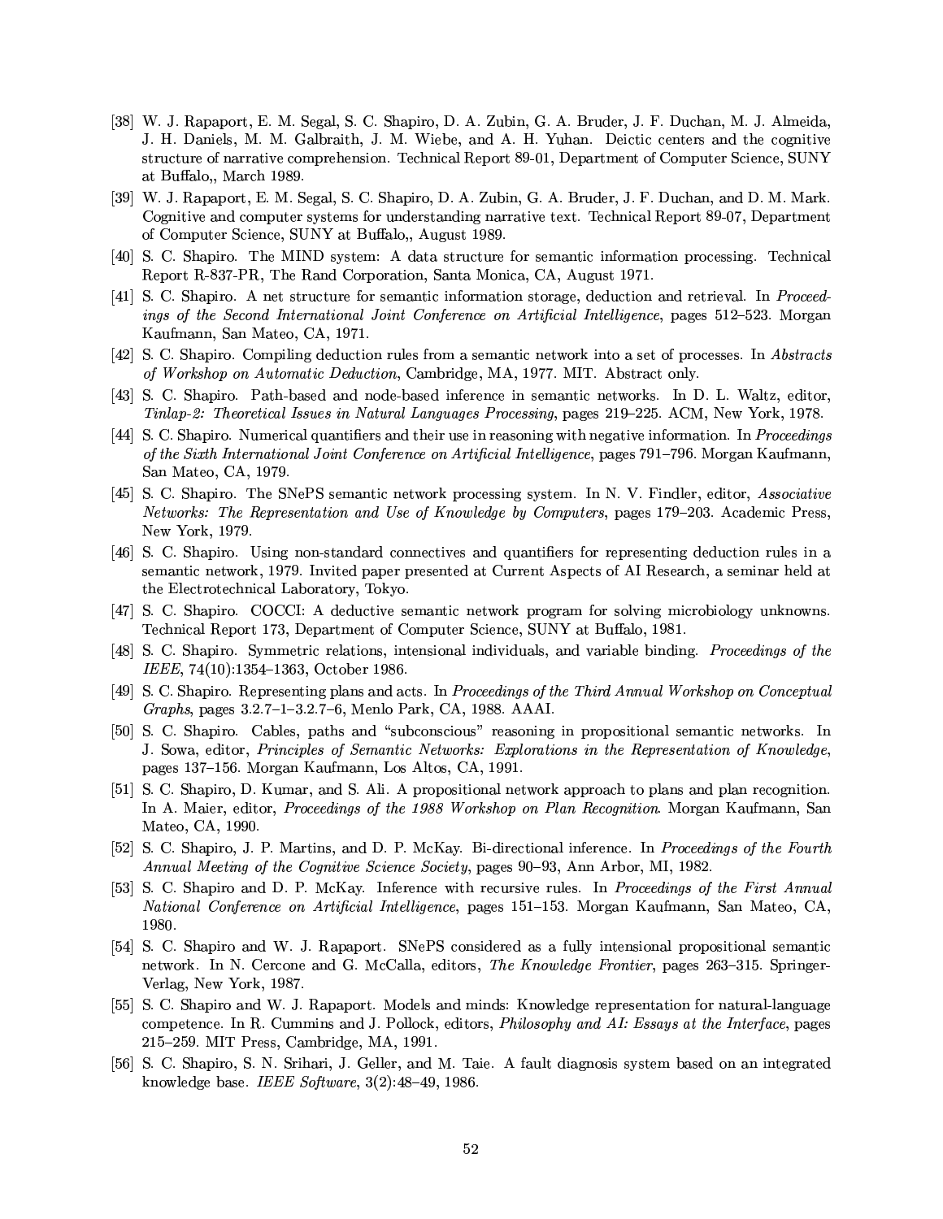[38] W. J. Rapaport, E. M. Segal, S. C. Shapiro, D. A. Zubin, G. A. Bruder, J. F. Duchan, M. J. Almeida, J. H. Daniels, M. M. Galbraith, J. M. Wiebe, and A. H. Yuhan. Deictic centers and the cognitive structure of narrative comprehension. Technical Report 89-01, Department of Computer Science, SUNY at Buffalo,, March 1989.

[39] W. J. Rapaport, E. M. Segal, S. C. Shapiro, D. A. Zubin, G. A. Bruder, J. F. Duchan, and D. M. Mark. Cognitive and computer systems for understanding narrative text. Technical Report 89-07, Department of Computer Science, SUNY at Buffalo,, August 1989.

[40] S. C. Shapiro. The MIND system: A data structure for semantic information processing. Technical Report R-837-PR, The Rand Corporation, Santa Monica, CA, August 1971.

[41] S. C. Shapiro. A net structure for semantic information storage, deduction and retrieval. In *Proceedings of the Second International Joint Conference on Artificial Intelligence*, pages 512–523. Morgan Kaufmann, San Mateo, CA, 1971.

[42] S. C. Shapiro. Compiling deduction rules from a semantic network into a set of processes. In *Abstracts of Workshop on Automatic Deduction*, Cambridge, MA, 1977. MIT. Abstract only.

[43] S. C. Shapiro. Path-based and node-based inference in semantic networks. In D. L. Waltz, editor, *Tinlap-2: Theoretical Issues in Natural Languages Processing*, pages 219–225. ACM, New York, 1978.

[44] S. C. Shapiro. Numerical quantifiers and their use in reasoning with negative information. In *Proceedings of the Sixth International Joint Conference on Artificial Intelligence*, pages 791–796. Morgan Kaufmann, San Mateo, CA, 1979.

[45] S. C. Shapiro. The SNePS semantic network processing system. In N. V. Findler, editor, *Associative Networks: The Representation and Use of Knowledge by Computers*, pages 179–203. Academic Press, New York, 1979.

[46] S. C. Shapiro. Using non-standard connectives and quantifiers for representing deduction rules in a semantic network, 1979. Invited paper presented at Current Aspects of AI Research, a seminar held at the Electrotechnical Laboratory, Tokyo.

[47] S. C. Shapiro. COCCI: A deductive semantic network program for solving microbiology unknowns. Technical Report 173, Department of Computer Science, SUNY at Buffalo, 1981.

[48] S. C. Shapiro. Symmetric relations, intensional individuals, and variable binding. *Proceedings of the IEEE*, 74(10):1354–1363, October 1986.

[49] S. C. Shapiro. Representing plans and acts. In *Proceedings of the Third Annual Workshop on Conceptual Graphs*, pages 3.2.7–1–3.2.7–6, Menlo Park, CA, 1988. AAAI.

[50] S. C. Shapiro. Cables, paths and "subconscious" reasoning in propositional semantic networks. In J. Sowa, editor, *Principles of Semantic Networks: Explorations in the Representation of Knowledge*, pages 137–156. Morgan Kaufmann, Los Altos, CA, 1991.

[51] S. C. Shapiro, D. Kumar, and S. Ali. A propositional network approach to plans and plan recognition. In A. Maier, editor, *Proceedings of the 1988 Workshop on Plan Recognition*. Morgan Kaufmann, San Mateo, CA, 1990.

[52] S. C. Shapiro, J. P. Martins, and D. P. McKay. Bi-directional inference. In *Proceedings of the Fourth Annual Meeting of the Cognitive Science Society*, pages 90–93, Ann Arbor, MI, 1982.

[53] S. C. Shapiro and D. P. McKay. Inference with recursive rules. In *Proceedings of the First Annual National Conference on Artificial Intelligence*, pages 151–153. Morgan Kaufmann, San Mateo, CA, 1980.

[54] S. C. Shapiro and W. J. Rapaport. SNePS considered as a fully intensional propositional semantic network. In N. Cercone and G. McCalla, editors, *The Knowledge Frontier*, pages 263–315. Springer-Verlag, New York, 1987.

[55] S. C. Shapiro and W. J. Rapaport. Models and minds: Knowledge representation for natural-language competence. In R. Cummins and J. Pollock, editors, *Philosophy and AI: Essays at the Interface*, pages 215–259. MIT Press, Cambridge, MA, 1991.

[56] S. C. Shapiro, S. N. Srihari, J. Geller, and M. Taie. A fault diagnosis system based on an integrated knowledge base. *IEEE Software*, 3(2):48–49, 1986.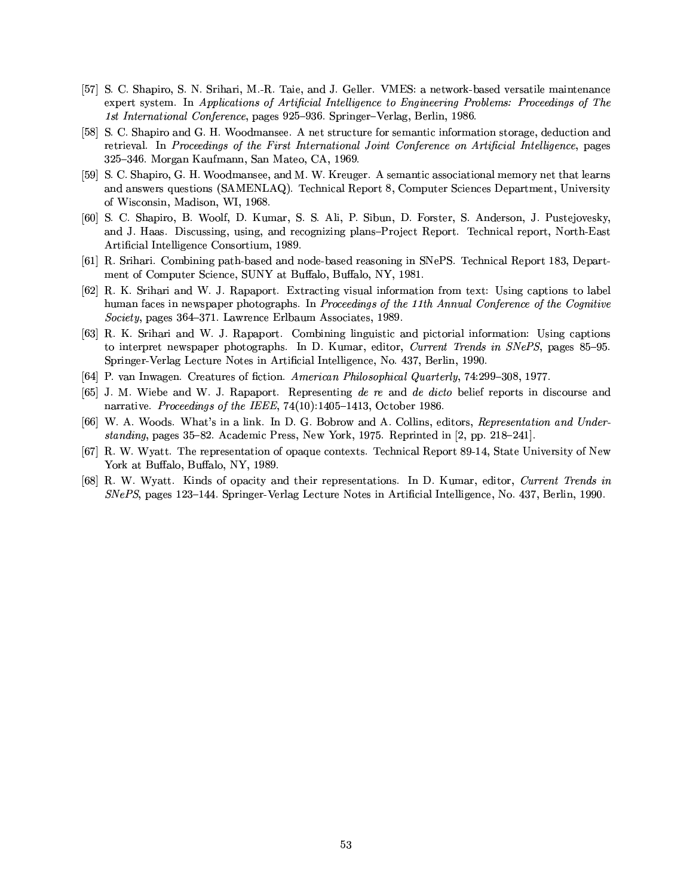[57] S. C. Shapiro, S. N. Srihari, M.-R. Taie, and J. Geller. VMES: a network-based versatile maintenance expert system. In *Applications of Artificial Intelligence to Engineering Problems: Proceedings of The 1st International Conference*, pages 925–936. Springer–Verlag, Berlin, 1986.

[58] S. C. Shapiro and G. H. Woodmansee. A net structure for semantic information storage, deduction and retrieval. In *Proceedings of the First International Joint Conference on Artificial Intelligence*, pages 325–346. Morgan Kaufmann, San Mateo, CA, 1969.

[59] S. C. Shapiro, G. H. Woodmansee, and M. W. Kreuger. A semantic associational memory net that learns and answers questions (SAMENLAQ). Technical Report 8, Computer Sciences Department, University of Wisconsin, Madison, WI, 1968.

[60] S. C. Shapiro, B. Woolf, D. Kumar, S. S. Ali, P. Sibun, D. Forster, S. Anderson, J. Pustejovesky, and J. Haas. Discussing, using, and recognizing plans–Project Report. Technical report, North-East Artificial Intelligence Consortium, 1989.

[61] R. Srihari. Combining path-based and node-based reasoning in SNePS. Technical Report 183, Department of Computer Science, SUNY at Buffalo, Buffalo, NY, 1981.

[62] R. K. Srihari and W. J. Rapaport. Extracting visual information from text: Using captions to label human faces in newspaper photographs. In *Proceedings of the 11th Annual Conference of the Cognitive Society*, pages 364–371. Lawrence Erlbaum Associates, 1989.

[63] R. K. Srihari and W. J. Rapaport. Combining linguistic and pictorial information: Using captions to interpret newspaper photographs. In D. Kumar, editor, *Current Trends in SNePS*, pages 85–95. Springer-Verlag Lecture Notes in Artificial Intelligence, No. 437, Berlin, 1990.

[64] P. van Inwagen. Creatures of fiction. *American Philosophical Quarterly*, 74:299–308, 1977.

[65] J. M. Wiebe and W. J. Rapaport. Representing *de re* and *de dicto* belief reports in discourse and narrative. *Proceedings of the IEEE*, 74(10):1405–1413, October 1986.

[66] W. A. Woods. What's in a link. In D. G. Bobrow and A. Collins, editors, *Representation and Understanding*, pages 35–82. Academic Press, New York, 1975. Reprinted in [2, pp. 218–241].

[67] R. W. Wyatt. The representation of opaque contexts. Technical Report 89-14, State University of New York at Buffalo, Buffalo, NY, 1989.

[68] R. W. Wyatt. Kinds of opacity and their representations. In D. Kumar, editor, *Current Trends in SNePS*, pages 123–144. Springer-Verlag Lecture Notes in Artificial Intelligence, No. 437, Berlin, 1990.